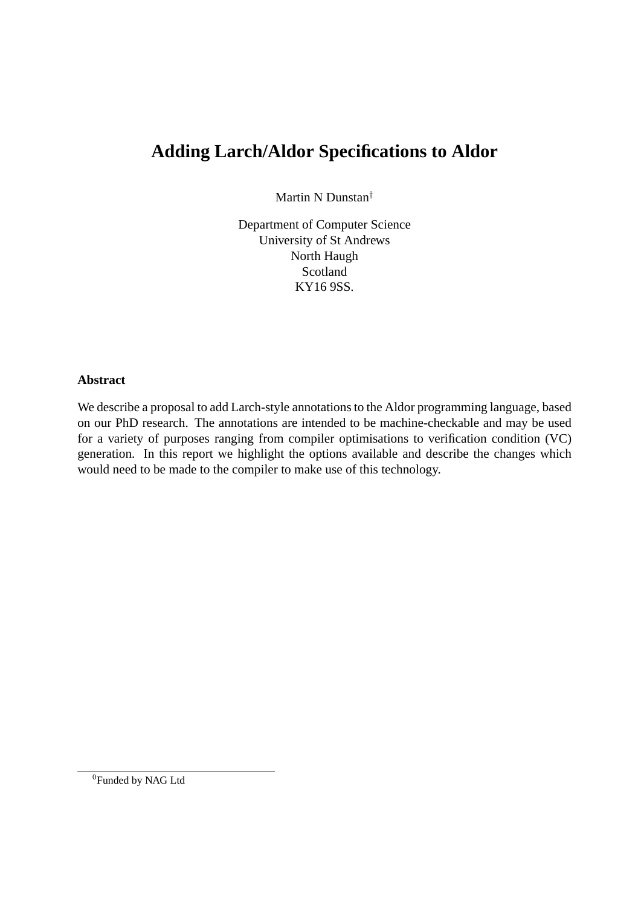# Adding Larch/Aldor Specifications to Aldor

Martin N Dunstan[†]

Department of Computer Science
University of St Andrews
North Haugh
Scotland
KY16 9SS.

**Abstract**

We describe a proposal to add Larch-style annotations to the Aldor programming language, based on our PhD research. The annotations are intended to be machine-checkable and may be used for a variety of purposes ranging from compiler optimisations to verification condition (VC) generation. In this report we highlight the options available and describe the changes which would need to be made to the compiler to make use of this technology.

[0]Funded by NAG Ltd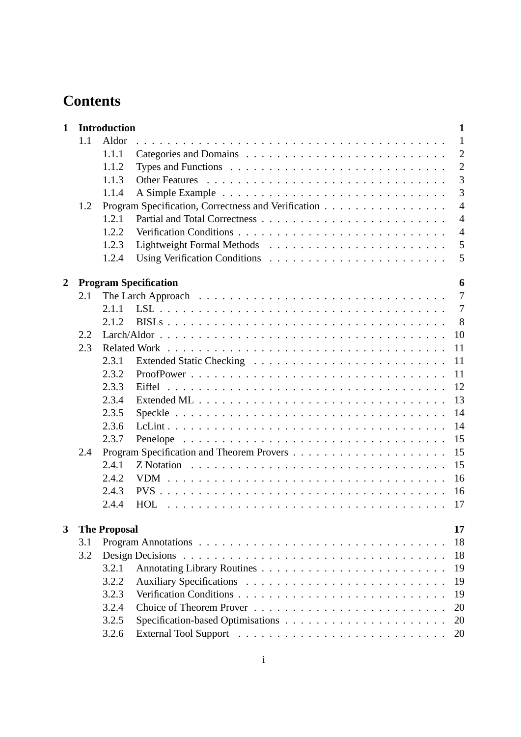# Contents

**1 Introduction** **1**

- 1.1 Aldor . . . 1
  - 1.1.1 Categories and Domains . . . 2
  - 1.1.2 Types and Functions . . . 2
  - 1.1.3 Other Features . . . 3
  - 1.1.4 A Simple Example . . . 3
- 1.2 Program Specification, Correctness and Verification . . . 4
  - 1.2.1 Partial and Total Correctness . . . 4
  - 1.2.2 Verification Conditions . . . 4
  - 1.2.3 Lightweight Formal Methods . . . 5
  - 1.2.4 Using Verification Conditions . . . 5

**2 Program Specification** **6**

- 2.1 The Larch Approach . . . 7
  - 2.1.1 LSL . . . 7
  - 2.1.2 BISLs . . . 8
- 2.2 Larch/Aldor . . . 10
- 2.3 Related Work . . . 11
  - 2.3.1 Extended Static Checking . . . 11
  - 2.3.2 ProofPower . . . 11
  - 2.3.3 Eiffel . . . 12
  - 2.3.4 Extended ML . . . 13
  - 2.3.5 Speckle . . . 14
  - 2.3.6 LcLint . . . 14
  - 2.3.7 Penelope . . . 15
- 2.4 Program Specification and Theorem Provers . . . 15
  - 2.4.1 Z Notation . . . 15
  - 2.4.2 VDM . . . 16
  - 2.4.3 PVS . . . 16
  - 2.4.4 HOL . . . 17

**3 The Proposal** **17**

- 3.1 Program Annotations . . . 18
- 3.2 Design Decisions . . . 18
  - 3.2.1 Annotating Library Routines . . . 19
  - 3.2.2 Auxiliary Specifications . . . 19
  - 3.2.3 Verification Conditions . . . 19
  - 3.2.4 Choice of Theorem Prover . . . 20
  - 3.2.5 Specification-based Optimisations . . . 20
  - 3.2.6 External Tool Support . . . 20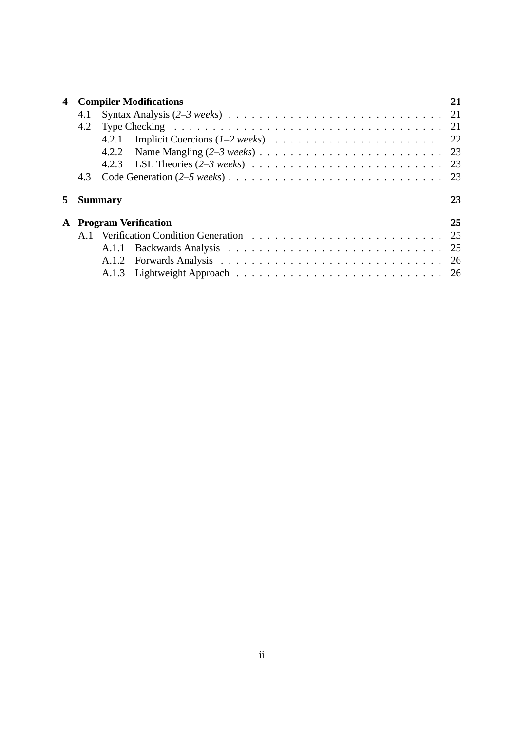**4 Compiler Modifications** 21

- 4.1 Syntax Analysis (*2–3 weeks*) . . . . . 21
- 4.2 Type Checking . . . . . 21
  - 4.2.1 Implicit Coercions (*1–2 weeks*) . . . . . 22
  - 4.2.2 Name Mangling (*2–3 weeks*) . . . . . 23
  - 4.2.3 LSL Theories (*2–3 weeks*) . . . . . 23
- 4.3 Code Generation (*2–5 weeks*) . . . . . 23

**5 Summary** 23

**A Program Verification** 25

- A.1 Verification Condition Generation . . . . . 25
  - A.1.1 Backwards Analysis . . . . . 25
  - A.1.2 Forwards Analysis . . . . . 26
  - A.1.3 Lightweight Approach . . . . . 26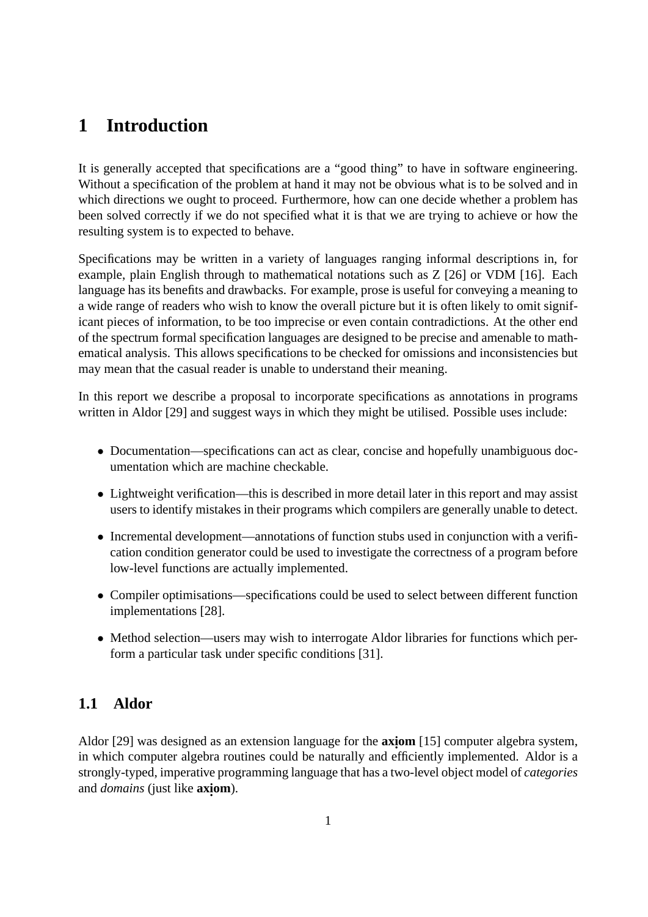# 1 Introduction

It is generally accepted that specifications are a "good thing" to have in software engineering. Without a specification of the problem at hand it may not be obvious what is to be solved and in which directions we ought to proceed. Furthermore, how can one decide whether a problem has been solved correctly if we do not specified what it is that we are trying to achieve or how the resulting system is to expected to behave.

Specifications may be written in a variety of languages ranging informal descriptions in, for example, plain English through to mathematical notations such as Z [26] or VDM [16]. Each language has its benefits and drawbacks. For example, prose is useful for conveying a meaning to a wide range of readers who wish to know the overall picture but it is often likely to omit significant pieces of information, to be too imprecise or even contain contradictions. At the other end of the spectrum formal specification languages are designed to be precise and amenable to mathematical analysis. This allows specifications to be checked for omissions and inconsistencies but may mean that the casual reader is unable to understand their meaning.

In this report we describe a proposal to incorporate specifications as annotations in programs written in Aldor [29] and suggest ways in which they might be utilised. Possible uses include:

- Documentation—specifications can act as clear, concise and hopefully unambiguous documentation which are machine checkable.
- Lightweight verification—this is described in more detail later in this report and may assist users to identify mistakes in their programs which compilers are generally unable to detect.
- Incremental development—annotations of function stubs used in conjunction with a verification condition generator could be used to investigate the correctness of a program before low-level functions are actually implemented.
- Compiler optimisations—specifications could be used to select between different function implementations [28].
- Method selection—users may wish to interrogate Aldor libraries for functions which perform a particular task under specific conditions [31].

## 1.1 Aldor

Aldor [29] was designed as an extension language for the **axiom** [15] computer algebra system, in which computer algebra routines could be naturally and efficiently implemented. Aldor is a strongly-typed, imperative programming language that has a two-level object model of *categories* and *domains* (just like **axiom**).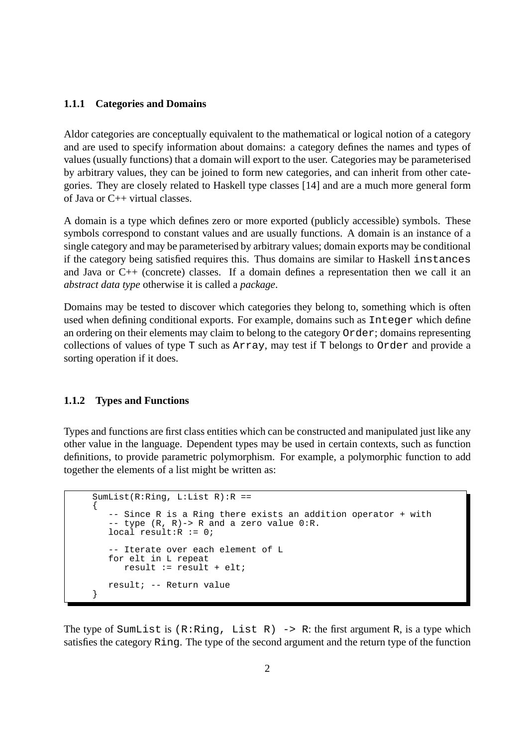### 1.1.1 Categories and Domains

Aldor categories are conceptually equivalent to the mathematical or logical notion of a category and are used to specify information about domains: a category defines the names and types of values (usually functions) that a domain will export to the user. Categories may be parameterised by arbitrary values, they can be joined to form new categories, and can inherit from other categories. They are closely related to Haskell type classes [14] and are a much more general form of Java or C++ virtual classes.

A domain is a type which defines zero or more exported (publicly accessible) symbols. These symbols correspond to constant values and are usually functions. A domain is an instance of a single category and may be parameterised by arbitrary values; domain exports may be conditional if the category being satisfied requires this. Thus domains are similar to Haskell `instances` and Java or C++ (concrete) classes. If a domain defines a representation then we call it an *abstract data type* otherwise it is called a *package*.

Domains may be tested to discover which categories they belong to, something which is often used when defining conditional exports. For example, domains such as `Integer` which define an ordering on their elements may claim to belong to the category `Order`; domains representing collections of values of type `T` such as `Array`, may test if `T` belongs to `Order` and provide a sorting operation if it does.

### 1.1.2 Types and Functions

Types and functions are first class entities which can be constructed and manipulated just like any other value in the language. Dependent types may be used in certain contexts, such as function definitions, to provide parametric polymorphism. For example, a polymorphic function to add together the elements of a list might be written as:

```
SumList(R:Ring, L:List R):R ==
{
   -- Since R is a Ring there exists an addition operator + with
   -- type (R, R)-> R and a zero value 0:R.
   local result:R := 0;

   -- Iterate over each element of L
   for elt in L repeat
      result := result + elt;

   result; -- Return value
}
```

The type of `SumList` is `(R:Ring, List R) -> R`: the first argument `R`, is a type which satisfies the category `Ring`. The type of the second argument and the return type of the function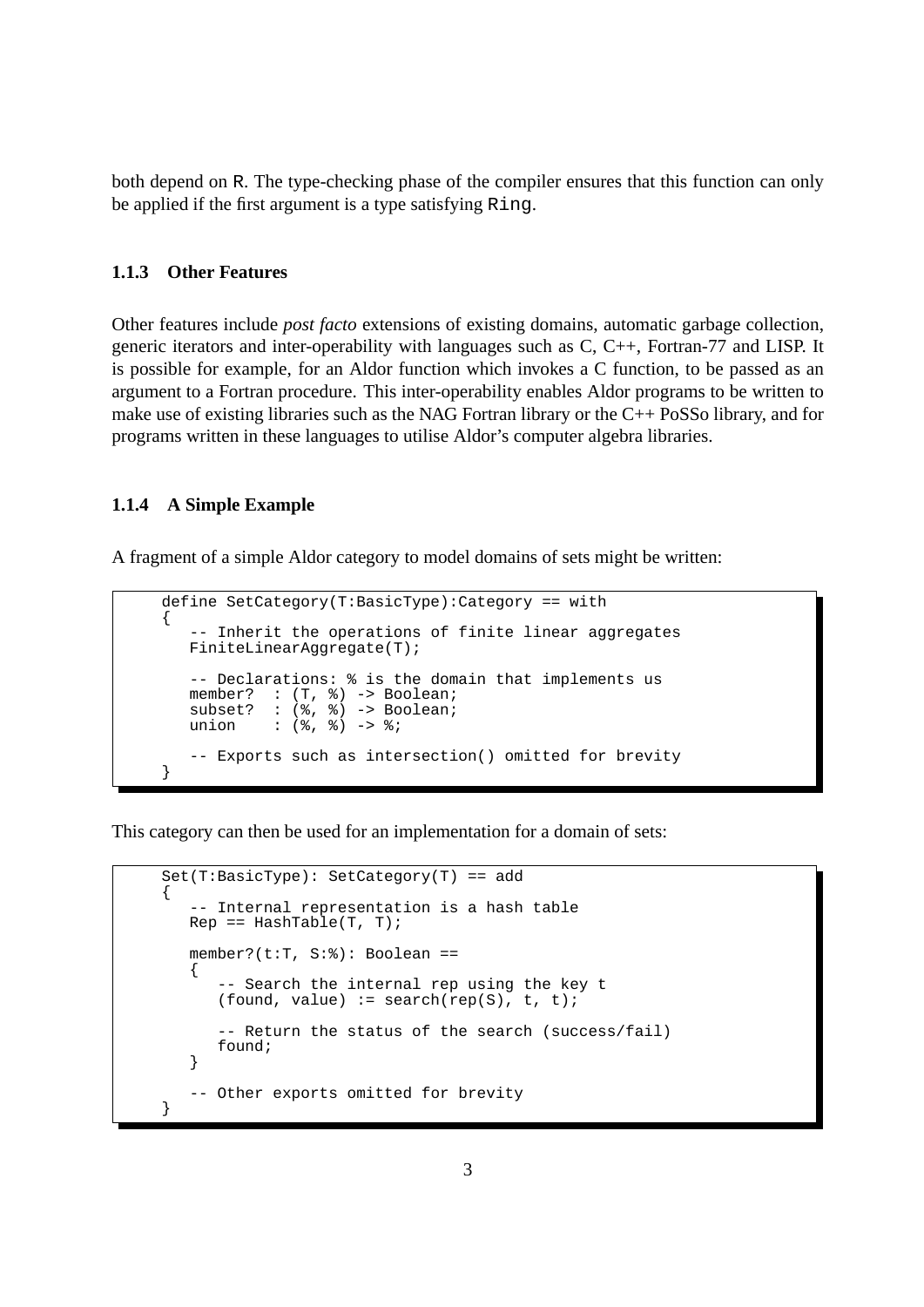both depend on `R`. The type-checking phase of the compiler ensures that this function can only be applied if the first argument is a type satisfying `Ring`.

### 1.1.3 Other Features

Other features include *post facto* extensions of existing domains, automatic garbage collection, generic iterators and inter-operability with languages such as C, C++, Fortran-77 and LISP. It is possible for example, for an Aldor function which invokes a C function, to be passed as an argument to a Fortran procedure. This inter-operability enables Aldor programs to be written to make use of existing libraries such as the NAG Fortran library or the C++ PoSSo library, and for programs written in these languages to utilise Aldor's computer algebra libraries.

### 1.1.4 A Simple Example

A fragment of a simple Aldor category to model domains of sets might be written:

```
define SetCategory(T:BasicType):Category == with
{
   -- Inherit the operations of finite linear aggregates
   FiniteLinearAggregate(T);

   -- Declarations: % is the domain that implements us
   member?  : (T, %) -> Boolean;
   subset?  : (%, %) -> Boolean;
   union    : (%, %) -> %;

   -- Exports such as intersection() omitted for brevity
}
```

This category can then be used for an implementation for a domain of sets:

```
Set(T:BasicType): SetCategory(T) == add
{
   -- Internal representation is a hash table
   Rep == HashTable(T, T);

   member?(t:T, S:%): Boolean ==
   {
      -- Search the internal rep using the key t
      (found, value) := search(rep(S), t, t);

      -- Return the status of the search (success/fail)
      found;
   }

   -- Other exports omitted for brevity
}
```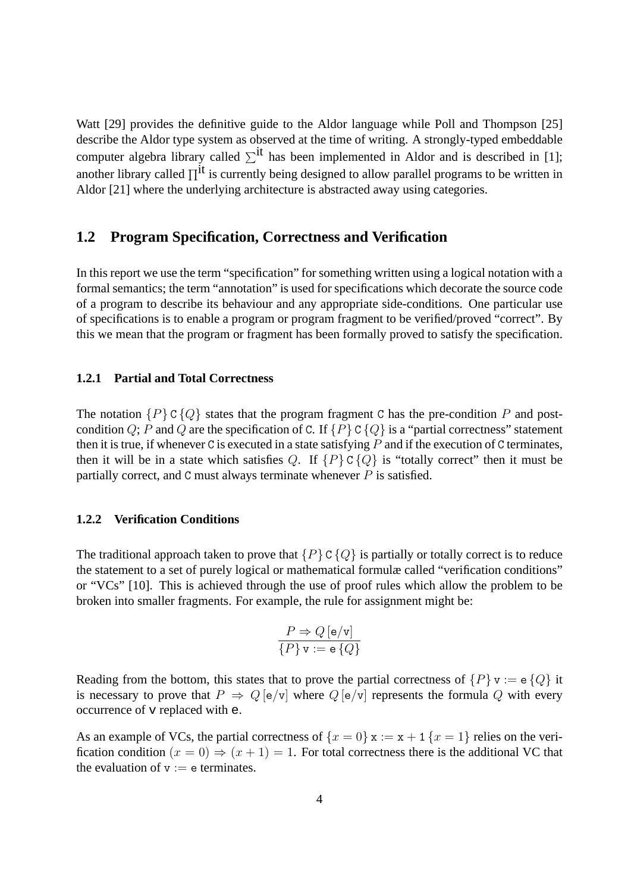Watt [29] provides the definitive guide to the Aldor language while Poll and Thompson [25] describe the Aldor type system as observed at the time of writing. A strongly-typed embeddable computer algebra library called $\sum^{\text{it}}$ has been implemented in Aldor and is described in [1]; another library called $\prod^{\text{it}}$ is currently being designed to allow parallel programs to be written in Aldor [21] where the underlying architecture is abstracted away using categories.

## 1.2 Program Specification, Correctness and Verification

In this report we use the term "specification" for something written using a logical notation with a formal semantics; the term "annotation" is used for specifications which decorate the source code of a program to describe its behaviour and any appropriate side-conditions. One particular use of specifications is to enable a program or program fragment to be verified/proved "correct". By this we mean that the program or fragment has been formally proved to satisfy the specification.

### 1.2.1 Partial and Total Correctness

The notation $\{P\}\,\texttt{C}\,\{Q\}$ states that the program fragment `C` has the pre-condition $P$ and post-condition $Q$; $P$ and $Q$ are the specification of `C`. If $\{P\}\,\texttt{C}\,\{Q\}$ is a "partial correctness" statement then it is true, if whenever `C` is executed in a state satisfying $P$ and if the execution of `C` terminates, then it will be in a state which satisfies $Q$. If $\{P\}\,\texttt{C}\,\{Q\}$ is "totally correct" then it must be partially correct, and `C` must always terminate whenever $P$ is satisfied.

### 1.2.2 Verification Conditions

The traditional approach taken to prove that $\{P\}\,\texttt{C}\,\{Q\}$ is partially or totally correct is to reduce the statement to a set of purely logical or mathematical formulæ called "verification conditions" or "VCs" [10]. This is achieved through the use of proof rules which allow the problem to be broken into smaller fragments. For example, the rule for assignment might be:

$$\frac{P \Rightarrow Q\,[\texttt{e}/\texttt{v}]}{\{P\}\,\texttt{v} := \texttt{e}\,\{Q\}}$$

Reading from the bottom, this states that to prove the partial correctness of $\{P\}\,\texttt{v} := \texttt{e}\,\{Q\}$ it is necessary to prove that $P \Rightarrow Q\,[\texttt{e}/\texttt{v}]$ where $Q\,[\texttt{e}/\texttt{v}]$ represents the formula $Q$ with every occurrence of `v` replaced with `e`.

As an example of VCs, the partial correctness of $\{x = 0\}\,\texttt{x} := \texttt{x} + \texttt{1}\,\{x = 1\}$ relies on the verification condition $(x = 0) \Rightarrow (x + 1) = 1$. For total correctness there is the additional VC that the evaluation of $\texttt{v} := \texttt{e}$ terminates.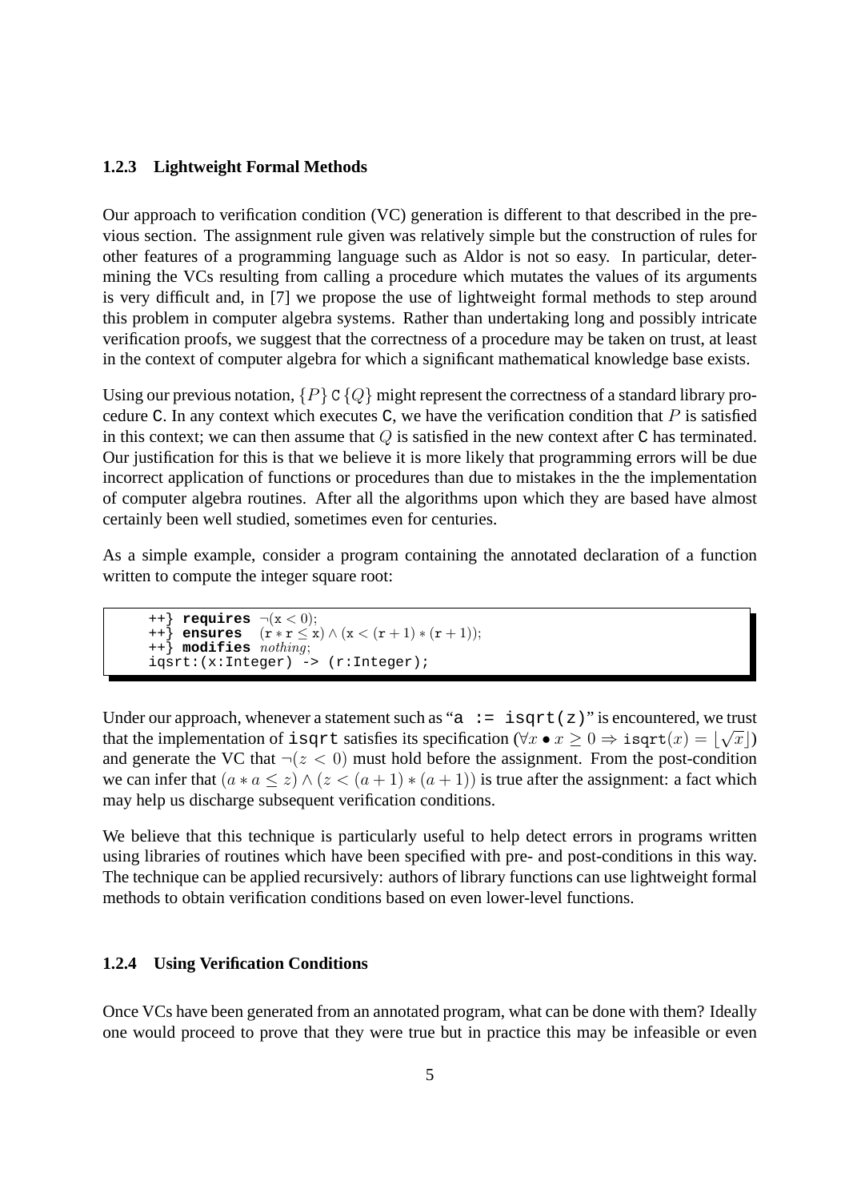### 1.2.3 Lightweight Formal Methods

Our approach to verification condition (VC) generation is different to that described in the previous section. The assignment rule given was relatively simple but the construction of rules for other features of a programming language such as Aldor is not so easy. In particular, determining the VCs resulting from calling a procedure which mutates the values of its arguments is very difficult and, in [7] we propose the use of lightweight formal methods to step around this problem in computer algebra systems. Rather than undertaking long and possibly intricate verification proofs, we suggest that the correctness of a procedure may be taken on trust, at least in the context of computer algebra for which a significant mathematical knowledge base exists.

Using our previous notation, $\{P\}$ C $\{Q\}$ might represent the correctness of a standard library procedure C. In any context which executes C, we have the verification condition that $P$ is satisfied in this context; we can then assume that $Q$ is satisfied in the new context after C has terminated. Our justification for this is that we believe it is more likely that programming errors will be due incorrect application of functions or procedures than due to mistakes in the the implementation of computer algebra routines. After all the algorithms upon which they are based have almost certainly been well studied, sometimes even for centuries.

As a simple example, consider a program containing the annotated declaration of a function written to compute the integer square root:

```
++} requires ¬(x < 0);
++} ensures  (r * r ≤ x) ∧ (x < (r + 1) * (r + 1));
++} modifies nothing;
iqsrt:(x:Integer) -> (r:Integer);
```

Under our approach, whenever a statement such as "`a := isqrt(z)`" is encountered, we trust that the implementation of `isqrt` satisfies its specification ($\forall x \bullet x \geq 0 \Rightarrow \texttt{isqrt}(x) = \lfloor\sqrt{x}\rfloor$) and generate the VC that $\neg(z < 0)$ must hold before the assignment. From the post-condition we can infer that $(a * a \leq z) \wedge (z < (a + 1) * (a + 1))$ is true after the assignment: a fact which may help us discharge subsequent verification conditions.

We believe that this technique is particularly useful to help detect errors in programs written using libraries of routines which have been specified with pre- and post-conditions in this way. The technique can be applied recursively: authors of library functions can use lightweight formal methods to obtain verification conditions based on even lower-level functions.

### 1.2.4 Using Verification Conditions

Once VCs have been generated from an annotated program, what can be done with them? Ideally one would proceed to prove that they were true but in practice this may be infeasible or even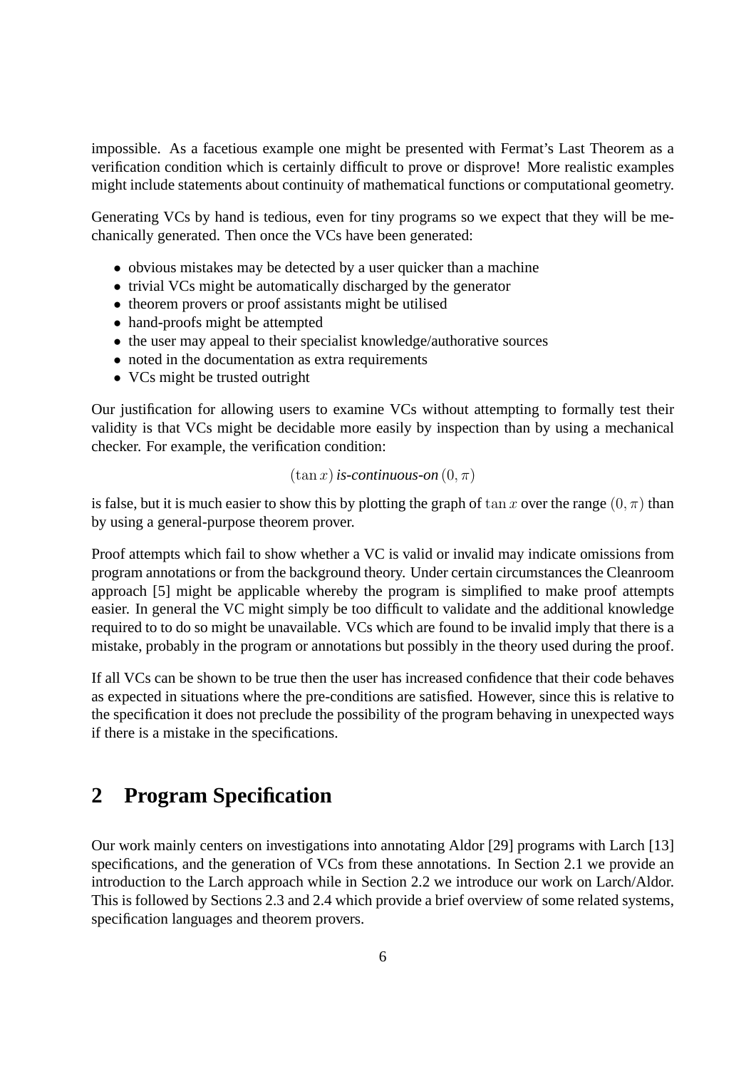impossible. As a facetious example one might be presented with Fermat's Last Theorem as a verification condition which is certainly difficult to prove or disprove! More realistic examples might include statements about continuity of mathematical functions or computational geometry.

Generating VCs by hand is tedious, even for tiny programs so we expect that they will be mechanically generated. Then once the VCs have been generated:

- obvious mistakes may be detected by a user quicker than a machine
- trivial VCs might be automatically discharged by the generator
- theorem provers or proof assistants might be utilised
- hand-proofs might be attempted
- the user may appeal to their specialist knowledge/authorative sources
- noted in the documentation as extra requirements
- VCs might be trusted outright

Our justification for allowing users to examine VCs without attempting to formally test their validity is that VCs might be decidable more easily by inspection than by using a mechanical checker. For example, the verification condition:

$$(\tan x)\ \textit{is-continuous-on}\ (0, \pi)$$

is false, but it is much easier to show this by plotting the graph of $\tan x$ over the range $(0, \pi)$ than by using a general-purpose theorem prover.

Proof attempts which fail to show whether a VC is valid or invalid may indicate omissions from program annotations or from the background theory. Under certain circumstances the Cleanroom approach [5] might be applicable whereby the program is simplified to make proof attempts easier. In general the VC might simply be too difficult to validate and the additional knowledge required to to do so might be unavailable. VCs which are found to be invalid imply that there is a mistake, probably in the program or annotations but possibly in the theory used during the proof.

If all VCs can be shown to be true then the user has increased confidence that their code behaves as expected in situations where the pre-conditions are satisfied. However, since this is relative to the specification it does not preclude the possibility of the program behaving in unexpected ways if there is a mistake in the specifications.

# 2 Program Specification

Our work mainly centers on investigations into annotating Aldor [29] programs with Larch [13] specifications, and the generation of VCs from these annotations. In Section 2.1 we provide an introduction to the Larch approach while in Section 2.2 we introduce our work on Larch/Aldor. This is followed by Sections 2.3 and 2.4 which provide a brief overview of some related systems, specification languages and theorem provers.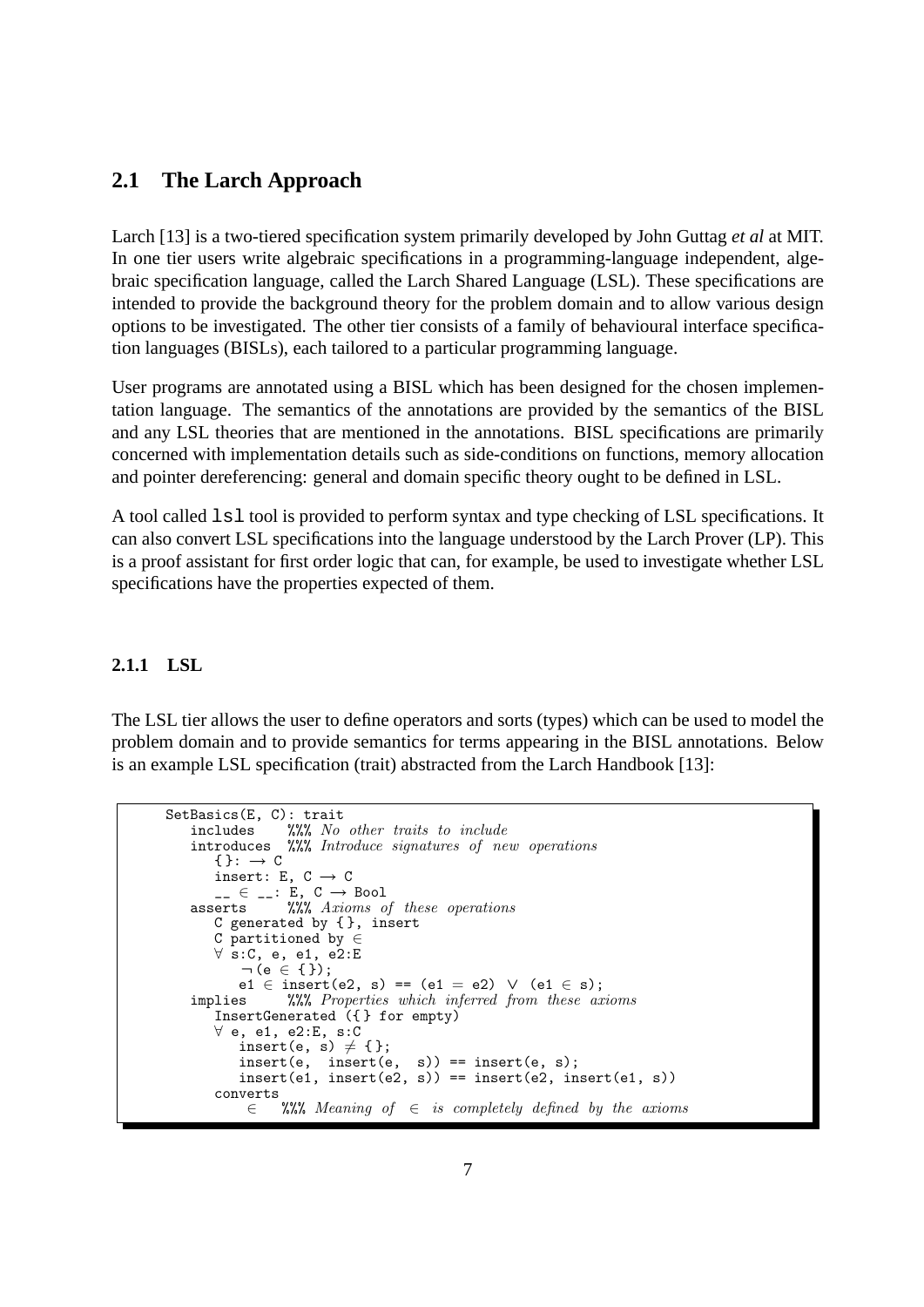## 2.1 The Larch Approach

Larch [13] is a two-tiered specification system primarily developed by John Guttag *et al* at MIT. In one tier users write algebraic specifications in a programming-language independent, algebraic specification language, called the Larch Shared Language (LSL). These specifications are intended to provide the background theory for the problem domain and to allow various design options to be investigated. The other tier consists of a family of behavioural interface specification languages (BISLs), each tailored to a particular programming language.

User programs are annotated using a BISL which has been designed for the chosen implementation language. The semantics of the annotations are provided by the semantics of the BISL and any LSL theories that are mentioned in the annotations. BISL specifications are primarily concerned with implementation details such as side-conditions on functions, memory allocation and pointer dereferencing: general and domain specific theory ought to be defined in LSL.

A tool called `lsl` tool is provided to perform syntax and type checking of LSL specifications. It can also convert LSL specifications into the language understood by the Larch Prover (LP). This is a proof assistant for first order logic that can, for example, be used to investigate whether LSL specifications have the properties expected of them.

### 2.1.1 LSL

The LSL tier allows the user to define operators and sorts (types) which can be used to model the problem domain and to provide semantics for terms appearing in the BISL annotations. Below is an example LSL specification (trait) abstracted from the Larch Handbook [13]:

```
SetBasics(E, C): trait
   includes    %%% No other traits to include
   introduces  %%% Introduce signatures of new operations
      {}: → C
      insert: E, C → C
      __ ∈ __: E, C → Bool
   asserts     %%% Axioms of these operations
      C generated by {}, insert
      C partitioned by ∈
      ∀ s:C, e, e1, e2:E
         ¬(e ∈ {});
         e1 ∈ insert(e2, s) == (e1 = e2) ∨ (e1 ∈ s);
   implies     %%% Properties which inferred from these axioms
      InsertGenerated ({} for empty)
      ∀ e, e1, e2:E, s:C
         insert(e, s) ≠ {};
         insert(e,  insert(e,  s)) == insert(e, s);
         insert(e1, insert(e2, s)) == insert(e2, insert(e1, s))
      converts
          ∈   %%% Meaning of  ∈  is completely defined by the axioms
```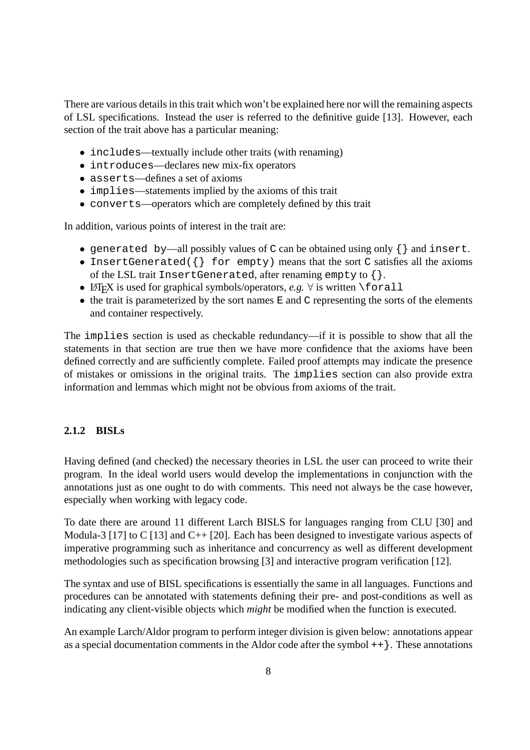There are various details in this trait which won't be explained here nor will the remaining aspects of LSL specifications. Instead the user is referred to the definitive guide [13]. However, each section of the trait above has a particular meaning:

- `includes`—textually include other traits (with renaming)
- `introduces`—declares new mix-fix operators
- `asserts`—defines a set of axioms
- `implies`—statements implied by the axioms of this trait
- `converts`—operators which are completely defined by this trait

In addition, various points of interest in the trait are:

- `generated by`—all possibly values of `C` can be obtained using only `{}` and `insert`.
- `InsertGenerated({} for empty)` means that the sort `C` satisfies all the axioms of the LSL trait `InsertGenerated`, after renaming `empty` to `{}`.
- LaTeX is used for graphical symbols/operators, *e.g.* $\forall$ is written `\forall`
- the trait is parameterized by the sort names `E` and `C` representing the sorts of the elements and container respectively.

The `implies` section is used as checkable redundancy—if it is possible to show that all the statements in that section are true then we have more confidence that the axioms have been defined correctly and are sufficiently complete. Failed proof attempts may indicate the presence of mistakes or omissions in the original traits. The `implies` section can also provide extra information and lemmas which might not be obvious from axioms of the trait.

### 2.1.2 BISLs

Having defined (and checked) the necessary theories in LSL the user can proceed to write their program. In the ideal world users would develop the implementations in conjunction with the annotations just as one ought to do with comments. This need not always be the case however, especially when working with legacy code.

To date there are around 11 different Larch BISLS for languages ranging from CLU [30] and Modula-3 [17] to C [13] and C++ [20]. Each has been designed to investigate various aspects of imperative programming such as inheritance and concurrency as well as different development methodologies such as specification browsing [3] and interactive program verification [12].

The syntax and use of BISL specifications is essentially the same in all languages. Functions and procedures can be annotated with statements defining their pre- and post-conditions as well as indicating any client-visible objects which *might* be modified when the function is executed.

An example Larch/Aldor program to perform integer division is given below: annotations appear as a special documentation comments in the Aldor code after the symbol `++}`. These annotations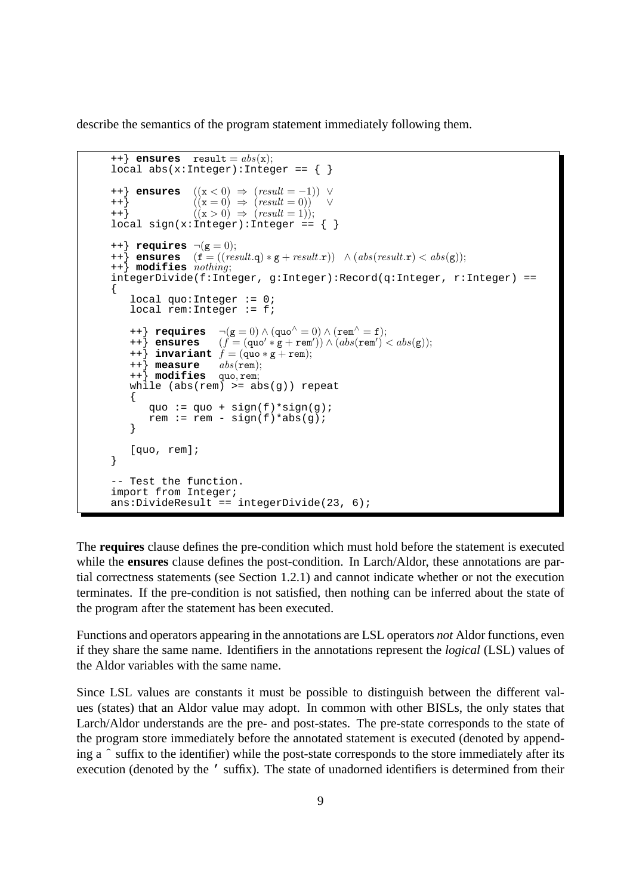describe the semantics of the program statement immediately following them.

```
++} ensures  result = abs(x);
local abs(x:Integer):Integer == { }

++} ensures  ((x < 0) ⇒ (result = −1)) ∨
++}          ((x = 0) ⇒ (result = 0))  ∨
++}          ((x > 0) ⇒ (result = 1));
local sign(x:Integer):Integer == { }

++} requires ¬(g = 0);
++} ensures  (f = ((result.q) ∗ g + result.r)) ∧ (abs(result.r) < abs(g));
++} modifies nothing;
integerDivide(f:Integer, g:Integer):Record(q:Integer, r:Integer) ==
{
   local quo:Integer := 0;
   local rem:Integer := f;

   ++} requires  ¬(g = 0) ∧ (quo^ = 0) ∧ (rem^ = f);
   ++} ensures   (f = (quo′ ∗ g + rem′)) ∧ (abs(rem′) < abs(g));
   ++} invariant f = (quo ∗ g + rem);
   ++} measure   abs(rem);
   ++} modifies  quo, rem;
   while (abs(rem) >= abs(g)) repeat
   {
      quo := quo + sign(f)*sign(g);
      rem := rem - sign(f)*abs(g);
   }

   [quo, rem];
}

-- Test the function.
import from Integer;
ans:DivideResult == integerDivide(23, 6);
```

The **requires** clause defines the pre-condition which must hold before the statement is executed while the **ensures** clause defines the post-condition. In Larch/Aldor, these annotations are partial correctness statements (see Section 1.2.1) and cannot indicate whether or not the execution terminates. If the pre-condition is not satisfied, then nothing can be inferred about the state of the program after the statement has been executed.

Functions and operators appearing in the annotations are LSL operators *not* Aldor functions, even if they share the same name. Identifiers in the annotations represent the *logical* (LSL) values of the Aldor variables with the same name.

Since LSL values are constants it must be possible to distinguish between the different values (states) that an Aldor value may adopt. In common with other BISLs, the only states that Larch/Aldor understands are the pre- and post-states. The pre-state corresponds to the state of the program store immediately before the annotated statement is executed (denoted by appending a ^ suffix to the identifier) while the post-state corresponds to the store immediately after its execution (denoted by the ′ suffix). The state of unadorned identifiers is determined from their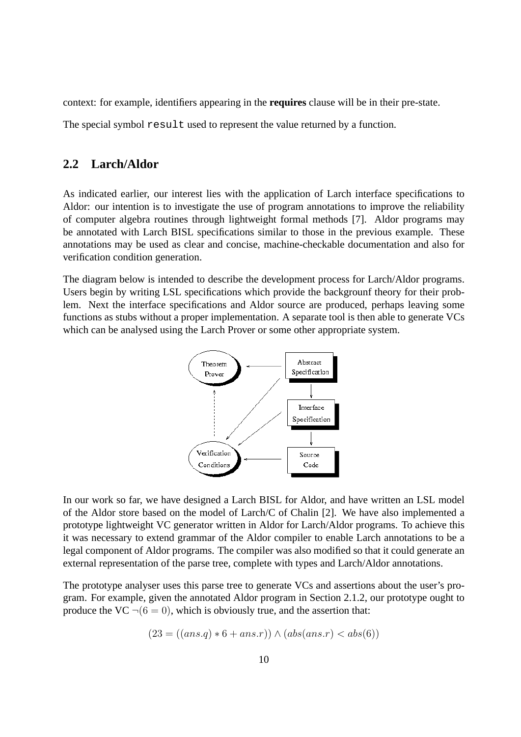context: for example, identifiers appearing in the **requires** clause will be in their pre-state.

The special symbol `result` used to represent the value returned by a function.

## 2.2 Larch/Aldor

As indicated earlier, our interest lies with the application of Larch interface specifications to Aldor: our intention is to investigate the use of program annotations to improve the reliability of computer algebra routines through lightweight formal methods [7]. Aldor programs may be annotated with Larch BISL specifications similar to those in the previous example. These annotations may be used as clear and concise, machine-checkable documentation and also for verification condition generation.

The diagram below is intended to describe the development process for Larch/Aldor programs. Users begin by writing LSL specifications which provide the backgrounf theory for their problem. Next the interface specifications and Aldor source are produced, perhaps leaving some functions as stubs without a proper implementation. A separate tool is then able to generate VCs which can be analysed using the Larch Prover or some other appropriate system.

In our work so far, we have designed a Larch BISL for Aldor, and have written an LSL model of the Aldor store based on the model of Larch/C of Chalin [2]. We have also implemented a prototype lightweight VC generator written in Aldor for Larch/Aldor programs. To achieve this it was necessary to extend grammar of the Aldor compiler to enable Larch annotations to be a legal component of Aldor programs. The compiler was also modified so that it could generate an external representation of the parse tree, complete with types and Larch/Aldor annotations.

The prototype analyser uses this parse tree to generate VCs and assertions about the user's program. For example, given the annotated Aldor program in Section 2.1.2, our prototype ought to produce the VC $\neg(6 = 0)$, which is obviously true, and the assertion that:

$$(23 = ((ans.q) * 6 + ans.r)) \wedge (abs(ans.r) < abs(6))$$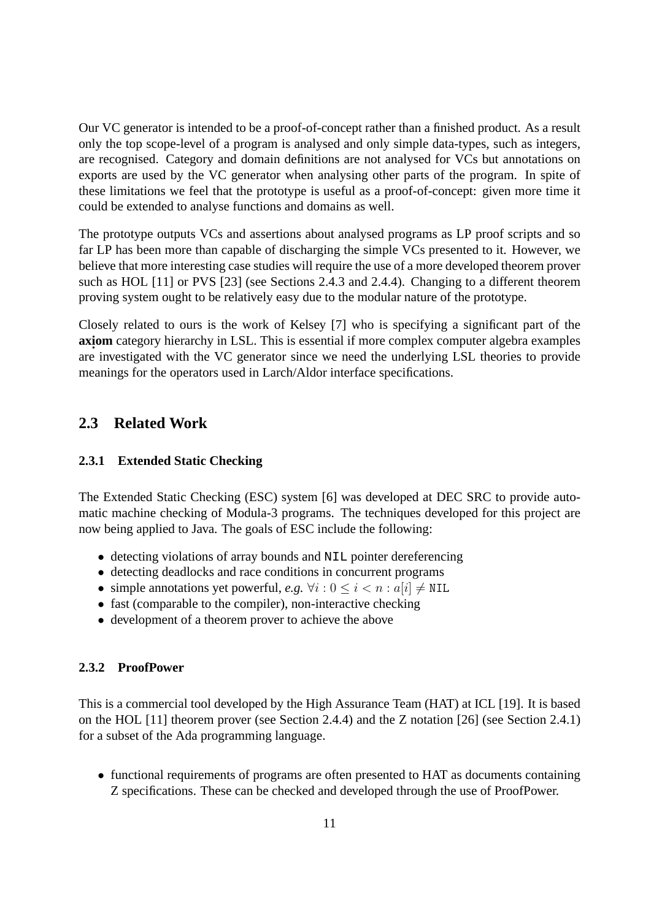Our VC generator is intended to be a proof-of-concept rather than a finished product. As a result only the top scope-level of a program is analysed and only simple data-types, such as integers, are recognised. Category and domain definitions are not analysed for VCs but annotations on exports are used by the VC generator when analysing other parts of the program. In spite of these limitations we feel that the prototype is useful as a proof-of-concept: given more time it could be extended to analyse functions and domains as well.

The prototype outputs VCs and assertions about analysed programs as LP proof scripts and so far LP has been more than capable of discharging the simple VCs presented to it. However, we believe that more interesting case studies will require the use of a more developed theorem prover such as HOL [11] or PVS [23] (see Sections 2.4.3 and 2.4.4). Changing to a different theorem proving system ought to be relatively easy due to the modular nature of the prototype.

Closely related to ours is the work of Kelsey [7] who is specifying a significant part of the **axiom** category hierarchy in LSL. This is essential if more complex computer algebra examples are investigated with the VC generator since we need the underlying LSL theories to provide meanings for the operators used in Larch/Aldor interface specifications.

## 2.3 Related Work

### 2.3.1 Extended Static Checking

The Extended Static Checking (ESC) system [6] was developed at DEC SRC to provide automatic machine checking of Modula-3 programs. The techniques developed for this project are now being applied to Java. The goals of ESC include the following:

- detecting violations of array bounds and `NIL` pointer dereferencing
- detecting deadlocks and race conditions in concurrent programs
- simple annotations yet powerful, *e.g.* $\forall i : 0 \leq i < n : a[i] \neq \texttt{NIL}$
- fast (comparable to the compiler), non-interactive checking
- development of a theorem prover to achieve the above

### 2.3.2 ProofPower

This is a commercial tool developed by the High Assurance Team (HAT) at ICL [19]. It is based on the HOL [11] theorem prover (see Section 2.4.4) and the Z notation [26] (see Section 2.4.1) for a subset of the Ada programming language.

- functional requirements of programs are often presented to HAT as documents containing Z specifications. These can be checked and developed through the use of ProofPower.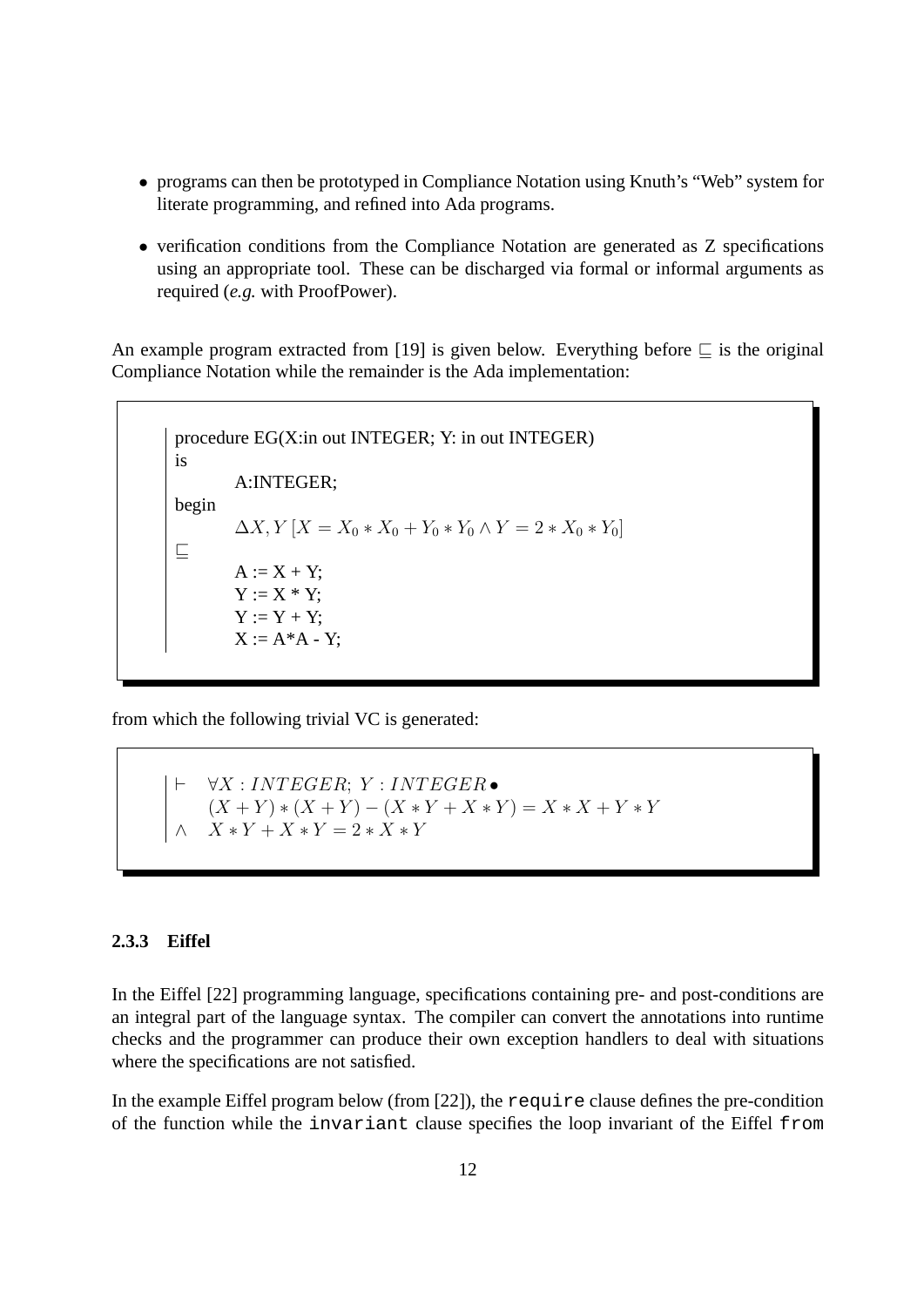- programs can then be prototyped in Compliance Notation using Knuth's "Web" system for literate programming, and refined into Ada programs.
- verification conditions from the Compliance Notation are generated as Z specifications using an appropriate tool. These can be discharged via formal or informal arguments as required (*e.g.* with ProofPower).

An example program extracted from [19] is given below. Everything before $\sqsubseteq$ is the original Compliance Notation while the remainder is the Ada implementation:

```
procedure EG(X:in out INTEGER; Y: in out INTEGER)
is
        A:INTEGER;
begin
        ΔX, Y [X = X0 * X0 + Y0 * Y0 ∧ Y = 2 * X0 * Y0]
⊑
        A := X + Y;
        Y := X * Y;
        Y := Y + Y;
        X := A*A - Y;
```

from which the following trivial VC is generated:

$$
\begin{array}{ll}
\vdash & \forall X : INTEGER;\ Y : INTEGER \bullet \\
 & (X+Y)*(X+Y) - (X*Y + X*Y) = X*X + Y*Y \\
\wedge & X*Y + X*Y = 2*X*Y
\end{array}
$$

### 2.3.3 Eiffel

In the Eiffel [22] programming language, specifications containing pre- and post-conditions are an integral part of the language syntax. The compiler can convert the annotations into runtime checks and the programmer can produce their own exception handlers to deal with situations where the specifications are not satisfied.

In the example Eiffel program below (from [22]), the `require` clause defines the pre-condition of the function while the `invariant` clause specifies the loop invariant of the Eiffel `from`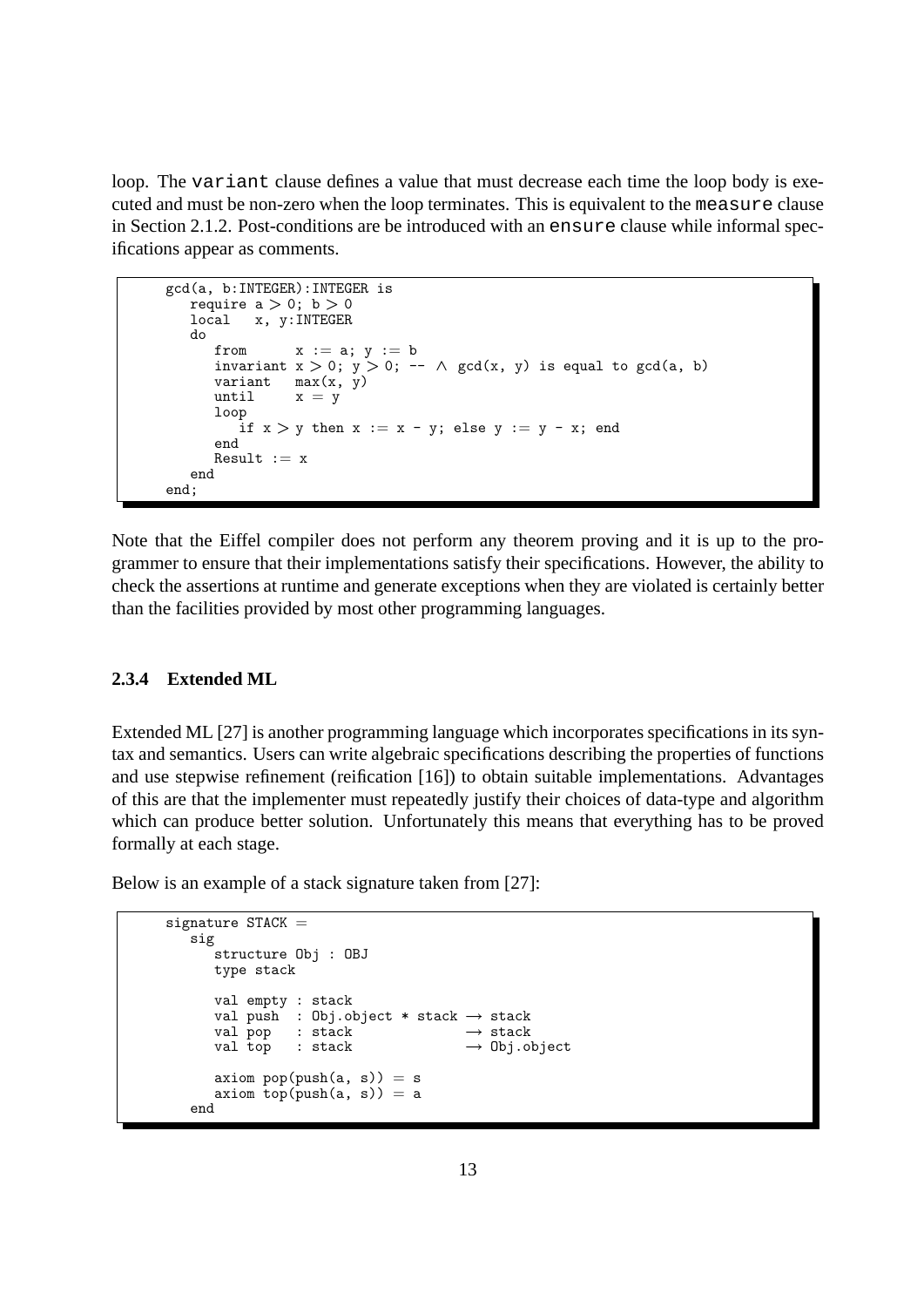loop. The `variant` clause defines a value that must decrease each time the loop body is executed and must be non-zero when the loop terminates. This is equivalent to the `measure` clause in Section 2.1.2. Post-conditions are be introduced with an `ensure` clause while informal specifications appear as comments.

```
gcd(a, b:INTEGER):INTEGER is
   require a > 0; b > 0
   local   x, y:INTEGER
   do
      from      x := a; y := b
      invariant x > 0; y > 0; -- ∧ gcd(x, y) is equal to gcd(a, b)
      variant   max(x, y)
      until     x = y
      loop
         if x > y then x := x - y; else y := y - x; end
      end
      Result := x
   end
end;
```

Note that the Eiffel compiler does not perform any theorem proving and it is up to the programmer to ensure that their implementations satisfy their specifications. However, the ability to check the assertions at runtime and generate exceptions when they are violated is certainly better than the facilities provided by most other programming languages.

### 2.3.4 Extended ML

Extended ML [27] is another programming language which incorporates specifications in its syntax and semantics. Users can write algebraic specifications describing the properties of functions and use stepwise refinement (reification [16]) to obtain suitable implementations. Advantages of this are that the implementer must repeatedly justify their choices of data-type and algorithm which can produce better solution. Unfortunately this means that everything has to be proved formally at each stage.

Below is an example of a stack signature taken from [27]:

```
signature STACK =
   sig
      structure Obj : OBJ
      type stack

      val empty : stack
      val push  : Obj.object * stack → stack
      val pop   : stack              → stack
      val top   : stack              → Obj.object

      axiom pop(push(a, s)) = s
      axiom top(push(a, s)) = a
   end
```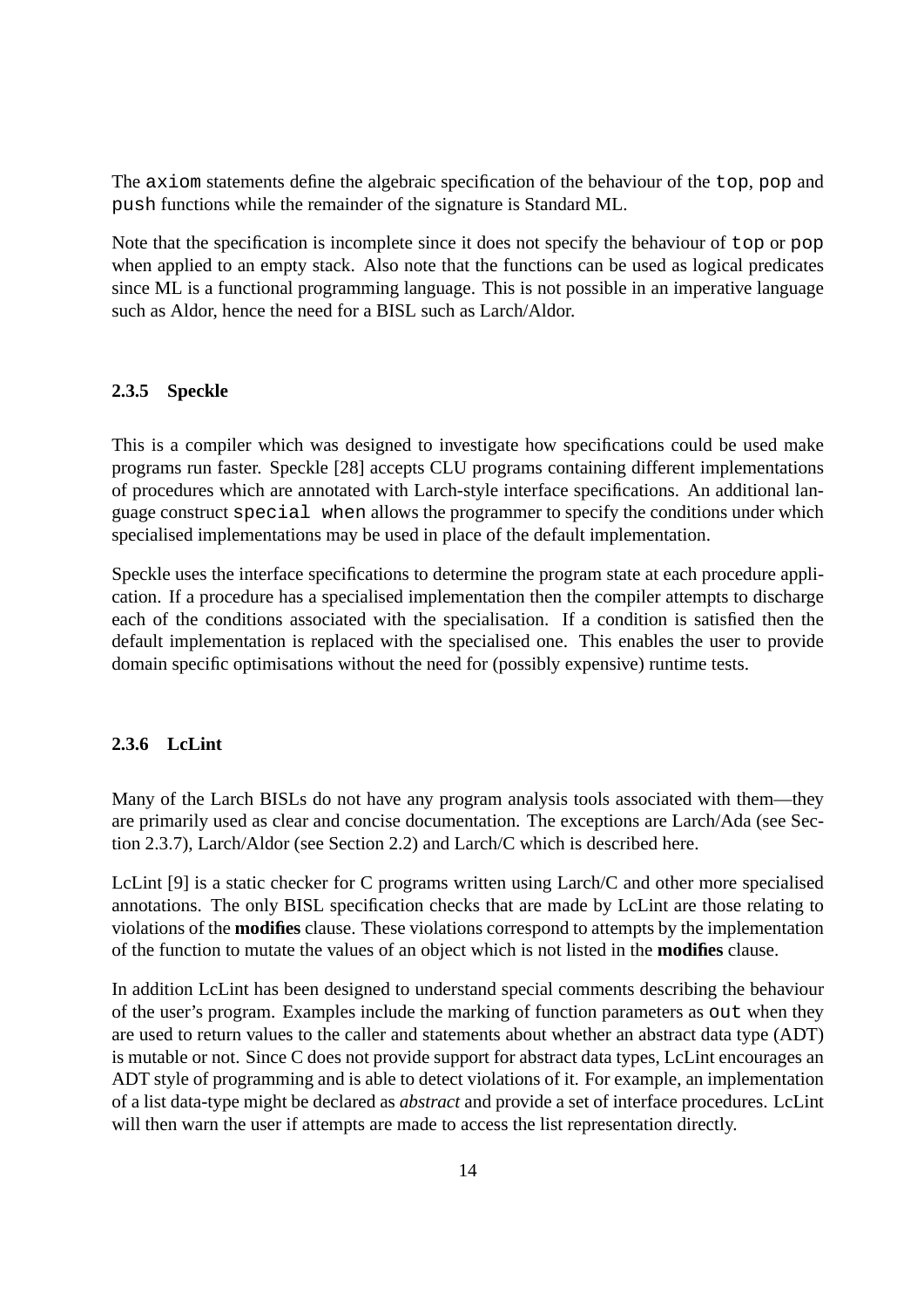The `axiom` statements define the algebraic specification of the behaviour of the `top`, `pop` and `push` functions while the remainder of the signature is Standard ML.

Note that the specification is incomplete since it does not specify the behaviour of `top` or `pop` when applied to an empty stack. Also note that the functions can be used as logical predicates since ML is a functional programming language. This is not possible in an imperative language such as Aldor, hence the need for a BISL such as Larch/Aldor.

### 2.3.5 Speckle

This is a compiler which was designed to investigate how specifications could be used make programs run faster. Speckle [28] accepts CLU programs containing different implementations of procedures which are annotated with Larch-style interface specifications. An additional language construct `special when` allows the programmer to specify the conditions under which specialised implementations may be used in place of the default implementation.

Speckle uses the interface specifications to determine the program state at each procedure application. If a procedure has a specialised implementation then the compiler attempts to discharge each of the conditions associated with the specialisation. If a condition is satisfied then the default implementation is replaced with the specialised one. This enables the user to provide domain specific optimisations without the need for (possibly expensive) runtime tests.

### 2.3.6 LcLint

Many of the Larch BISLs do not have any program analysis tools associated with them—they are primarily used as clear and concise documentation. The exceptions are Larch/Ada (see Section 2.3.7), Larch/Aldor (see Section 2.2) and Larch/C which is described here.

LcLint [9] is a static checker for C programs written using Larch/C and other more specialised annotations. The only BISL specification checks that are made by LcLint are those relating to violations of the **modifies** clause. These violations correspond to attempts by the implementation of the function to mutate the values of an object which is not listed in the **modifies** clause.

In addition LcLint has been designed to understand special comments describing the behaviour of the user's program. Examples include the marking of function parameters as `out` when they are used to return values to the caller and statements about whether an abstract data type (ADT) is mutable or not. Since C does not provide support for abstract data types, LcLint encourages an ADT style of programming and is able to detect violations of it. For example, an implementation of a list data-type might be declared as *abstract* and provide a set of interface procedures. LcLint will then warn the user if attempts are made to access the list representation directly.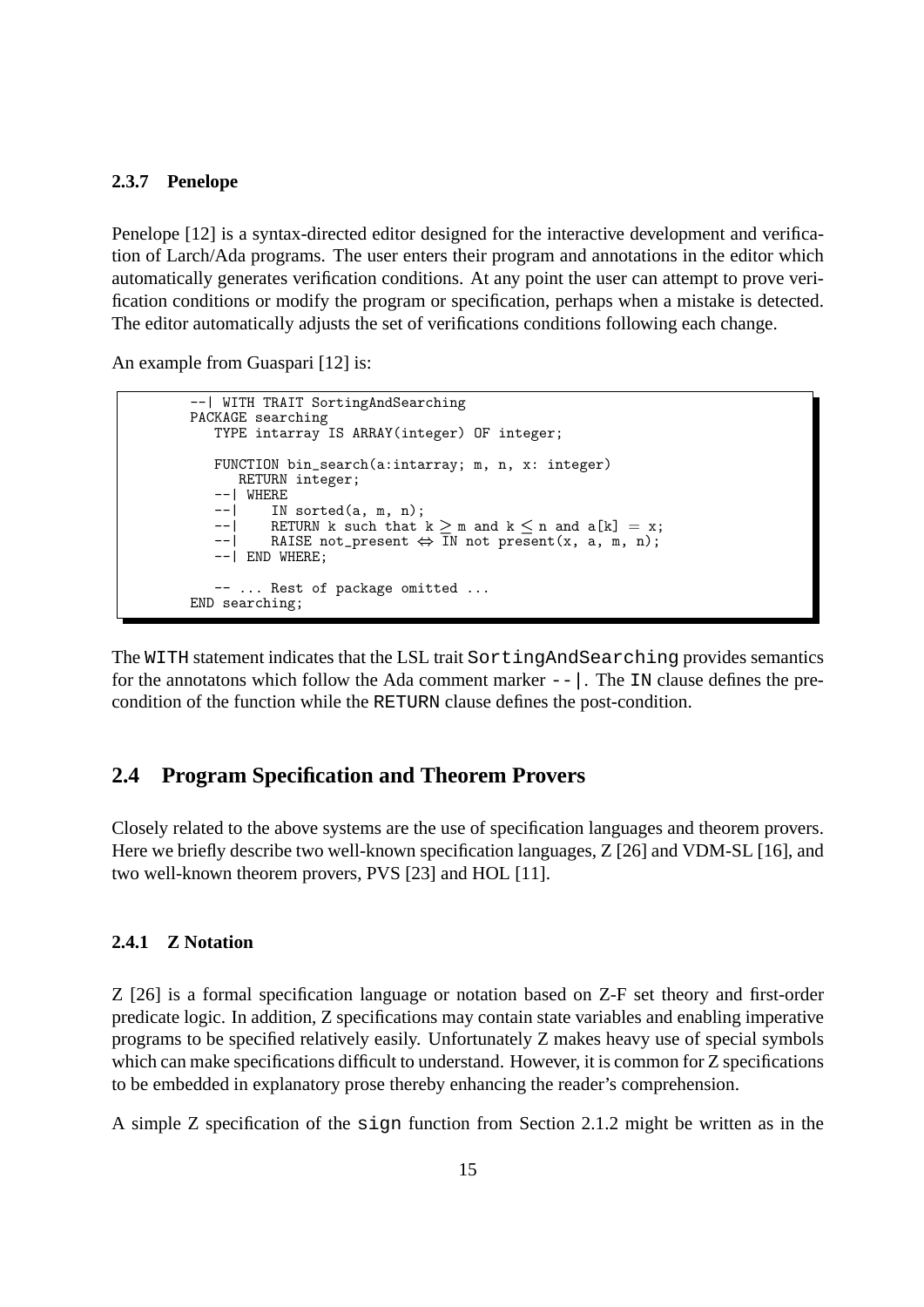### 2.3.7 Penelope

Penelope [12] is a syntax-directed editor designed for the interactive development and verification of Larch/Ada programs. The user enters their program and annotations in the editor which automatically generates verification conditions. At any point the user can attempt to prove verification conditions or modify the program or specification, perhaps when a mistake is detected. The editor automatically adjusts the set of verifications conditions following each change.

An example from Guaspari [12] is:

```
--| WITH TRAIT SortingAndSearching
PACKAGE searching
   TYPE intarray IS ARRAY(integer) OF integer;

   FUNCTION bin_search(a:intarray; m, n, x: integer)
      RETURN integer;
   --| WHERE
   --|    IN sorted(a, m, n);
   --|    RETURN k such that k ≥ m and k ≤ n and a[k] = x;
   --|    RAISE not_present ⇔ IN not present(x, a, m, n);
   --| END WHERE;

   -- ... Rest of package omitted ...
END searching;
```

The `WITH` statement indicates that the LSL trait `SortingAndSearching` provides semantics for the annotatons which follow the Ada comment marker `--|`. The `IN` clause defines the pre-condition of the function while the `RETURN` clause defines the post-condition.

## 2.4 Program Specification and Theorem Provers

Closely related to the above systems are the use of specification languages and theorem provers. Here we briefly describe two well-known specification languages, Z [26] and VDM-SL [16], and two well-known theorem provers, PVS [23] and HOL [11].

### 2.4.1 Z Notation

Z [26] is a formal specification language or notation based on Z-F set theory and first-order predicate logic. In addition, Z specifications may contain state variables and enabling imperative programs to be specified relatively easily. Unfortunately Z makes heavy use of special symbols which can make specifications difficult to understand. However, it is common for Z specifications to be embedded in explanatory prose thereby enhancing the reader's comprehension.

A simple Z specification of the `sign` function from Section 2.1.2 might be written as in the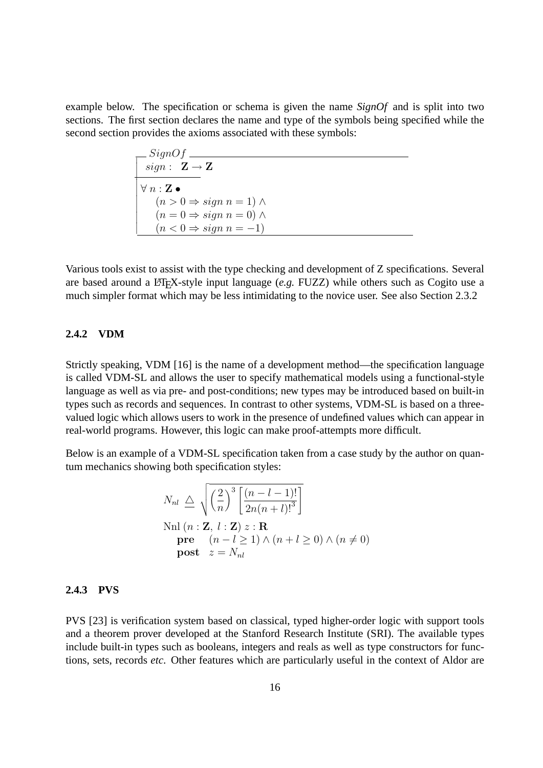example below. The specification or schema is given the name *SignOf* and is split into two sections. The first section declares the name and type of the symbols being specified while the second section provides the axioms associated with these symbols:

$$
\begin{array}{|l}
\textit{SignOf} \\
\hline
sign : \mathbf{Z} \rightarrow \mathbf{Z} \\
\hline
\forall\, n : \mathbf{Z} \bullet \\
\quad (n > 0 \Rightarrow sign\ n = 1) \wedge \\
\quad (n = 0 \Rightarrow sign\ n = 0) \wedge \\
\quad (n < 0 \Rightarrow sign\ n = -1) \\
\hline
\end{array}
$$

Various tools exist to assist with the type checking and development of Z specifications. Several are based around a LaTeX-style input language (*e.g.* FUZZ) while others such as Cogito use a much simpler format which may be less intimidating to the novice user. See also Section 2.3.2

### 2.4.2 VDM

Strictly speaking, VDM [16] is the name of a development method—the specification language is called VDM-SL and allows the user to specify mathematical models using a functional-style language as well as via pre- and post-conditions; new types may be introduced based on built-in types such as records and sequences. In contrast to other systems, VDM-SL is based on a three-valued logic which allows users to work in the presence of undefined values which can appear in real-world programs. However, this logic can make proof-attempts more difficult.

Below is an example of a VDM-SL specification taken from a case study by the author on quantum mechanics showing both specification styles:

$$
N_{nl} \ \triangleq\ \sqrt{\left(\frac{2}{n}\right)^3 \left[\frac{(n-l-1)!}{2n(n+l)!^3}\right]}
$$

$$
\begin{array}{l}
\text{Nnl}\ (n : \mathbf{Z},\ l : \mathbf{Z})\ z : \mathbf{R} \\
\quad \mathbf{pre} \quad (n - l \geq 1) \wedge (n + l \geq 0) \wedge (n \neq 0) \\
\quad \mathbf{post} \quad z = N_{nl}
\end{array}
$$

### 2.4.3 PVS

PVS [23] is verification system based on classical, typed higher-order logic with support tools and a theorem prover developed at the Stanford Research Institute (SRI). The available types include built-in types such as booleans, integers and reals as well as type constructors for functions, sets, records *etc*. Other features which are particularly useful in the context of Aldor are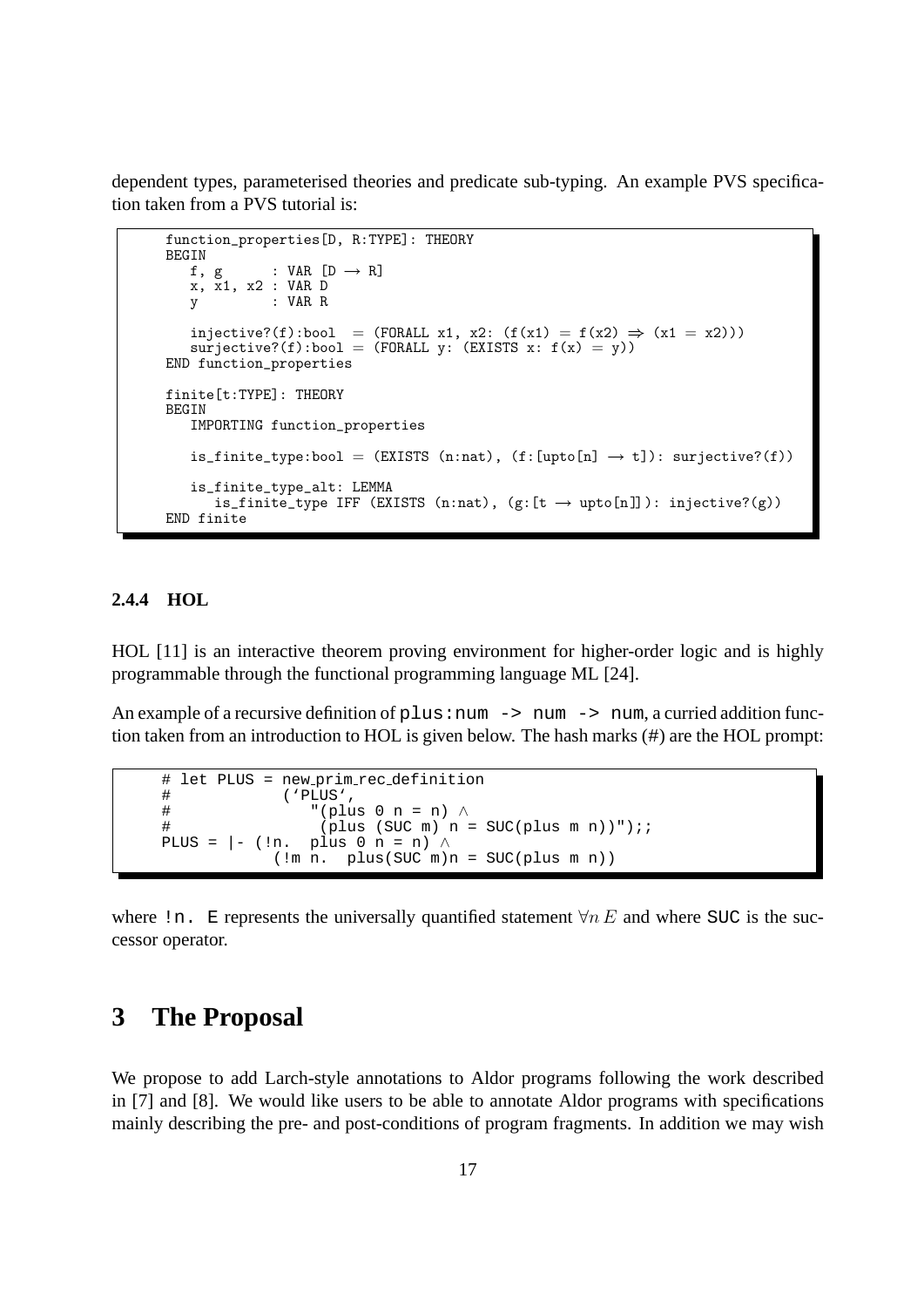dependent types, parameterised theories and predicate sub-typing. An example PVS specification taken from a PVS tutorial is:

```
function_properties[D, R:TYPE]: THEORY
BEGIN
   f, g      : VAR [D → R]
   x, x1, x2 : VAR D
   y         : VAR R

   injective?(f):bool  = (FORALL x1, x2: (f(x1) = f(x2) ⇒ (x1 = x2)))
   surjective?(f):bool = (FORALL y: (EXISTS x: f(x) = y))
END function_properties

finite[t:TYPE]: THEORY
BEGIN
   IMPORTING function_properties

   is_finite_type:bool = (EXISTS (n:nat), (f:[upto[n] → t]): surjective?(f))

   is_finite_type_alt: LEMMA
      is_finite_type IFF (EXISTS (n:nat), (g:[t → upto[n]]): injective?(g))
END finite
```

### 2.4.4 HOL

HOL [11] is an interactive theorem proving environment for higher-order logic and is highly programmable through the functional programming language ML [24].

An example of a recursive definition of `plus:num -> num -> num`, a curried addition function taken from an introduction to HOL is given below. The hash marks (#) are the HOL prompt:

```
# let PLUS = new_prim_rec_definition
#            (`PLUS`,
#                "(plus 0 n = n) ∧
#                 (plus (SUC m) n = SUC(plus m n))");;
PLUS = |- (!n.  plus 0 n = n) ∧
           (!m n.  plus(SUC m)n = SUC(plus m n))
```

where `!n. E` represents the universally quantified statement $\forall n\, E$ and where `SUC` is the successor operator.

# 3 The Proposal

We propose to add Larch-style annotations to Aldor programs following the work described in [7] and [8]. We would like users to be able to annotate Aldor programs with specifications mainly describing the pre- and post-conditions of program fragments. In addition we may wish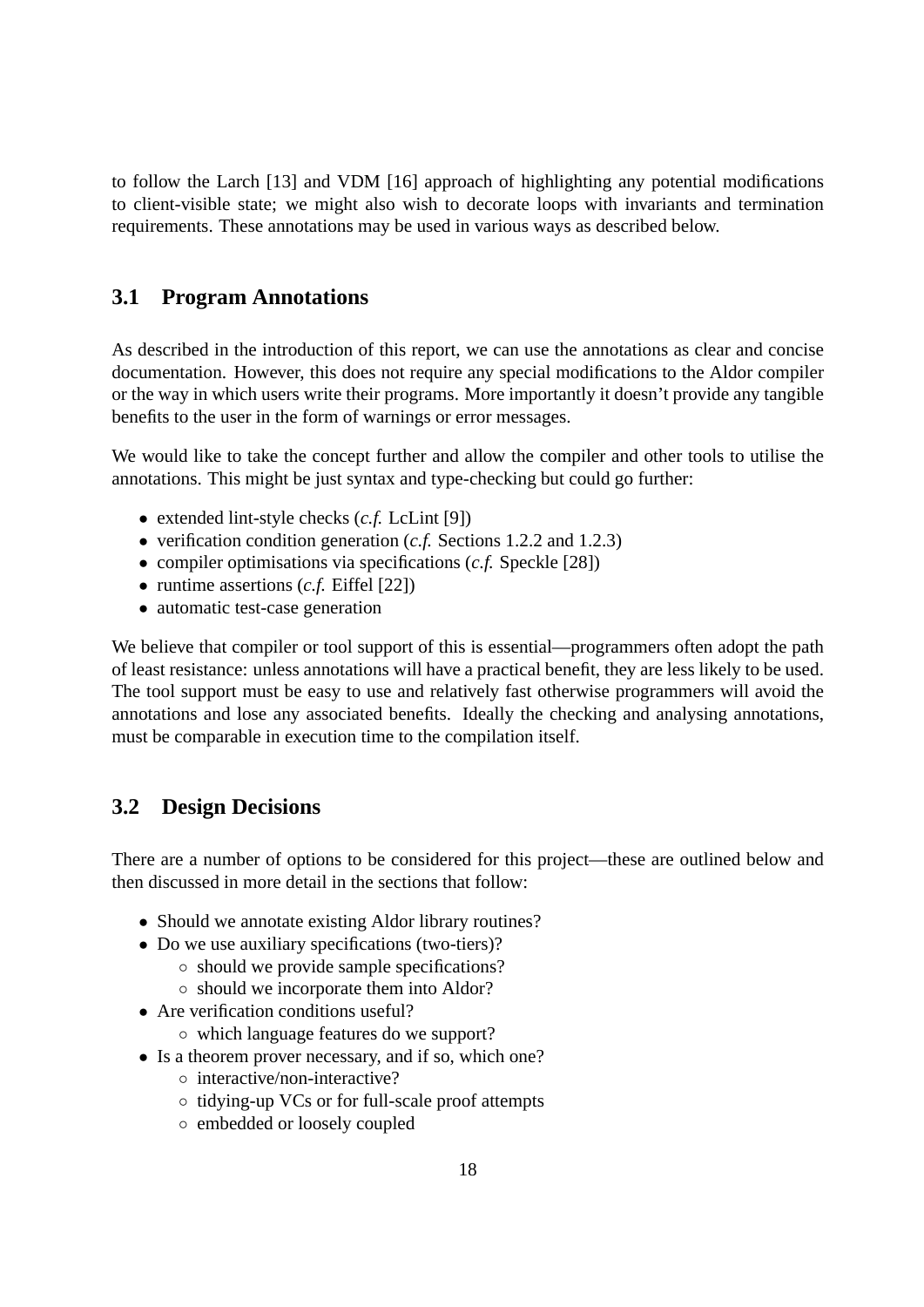to follow the Larch [13] and VDM [16] approach of highlighting any potential modifications to client-visible state; we might also wish to decorate loops with invariants and termination requirements. These annotations may be used in various ways as described below.

## 3.1 Program Annotations

As described in the introduction of this report, we can use the annotations as clear and concise documentation. However, this does not require any special modifications to the Aldor compiler or the way in which users write their programs. More importantly it doesn't provide any tangible benefits to the user in the form of warnings or error messages.

We would like to take the concept further and allow the compiler and other tools to utilise the annotations. This might be just syntax and type-checking but could go further:

- extended lint-style checks (*c.f.* LcLint [9])
- verification condition generation (*c.f.* Sections 1.2.2 and 1.2.3)
- compiler optimisations via specifications (*c.f.* Speckle [28])
- runtime assertions (*c.f.* Eiffel [22])
- automatic test-case generation

We believe that compiler or tool support of this is essential—programmers often adopt the path of least resistance: unless annotations will have a practical benefit, they are less likely to be used. The tool support must be easy to use and relatively fast otherwise programmers will avoid the annotations and lose any associated benefits. Ideally the checking and analysing annotations, must be comparable in execution time to the compilation itself.

## 3.2 Design Decisions

There are a number of options to be considered for this project—these are outlined below and then discussed in more detail in the sections that follow:

- Should we annotate existing Aldor library routines?
- Do we use auxiliary specifications (two-tiers)?
  - should we provide sample specifications?
  - should we incorporate them into Aldor?
- Are verification conditions useful?
  - which language features do we support?
- Is a theorem prover necessary, and if so, which one?
  - interactive/non-interactive?
  - tidying-up VCs or for full-scale proof attempts
  - embedded or loosely coupled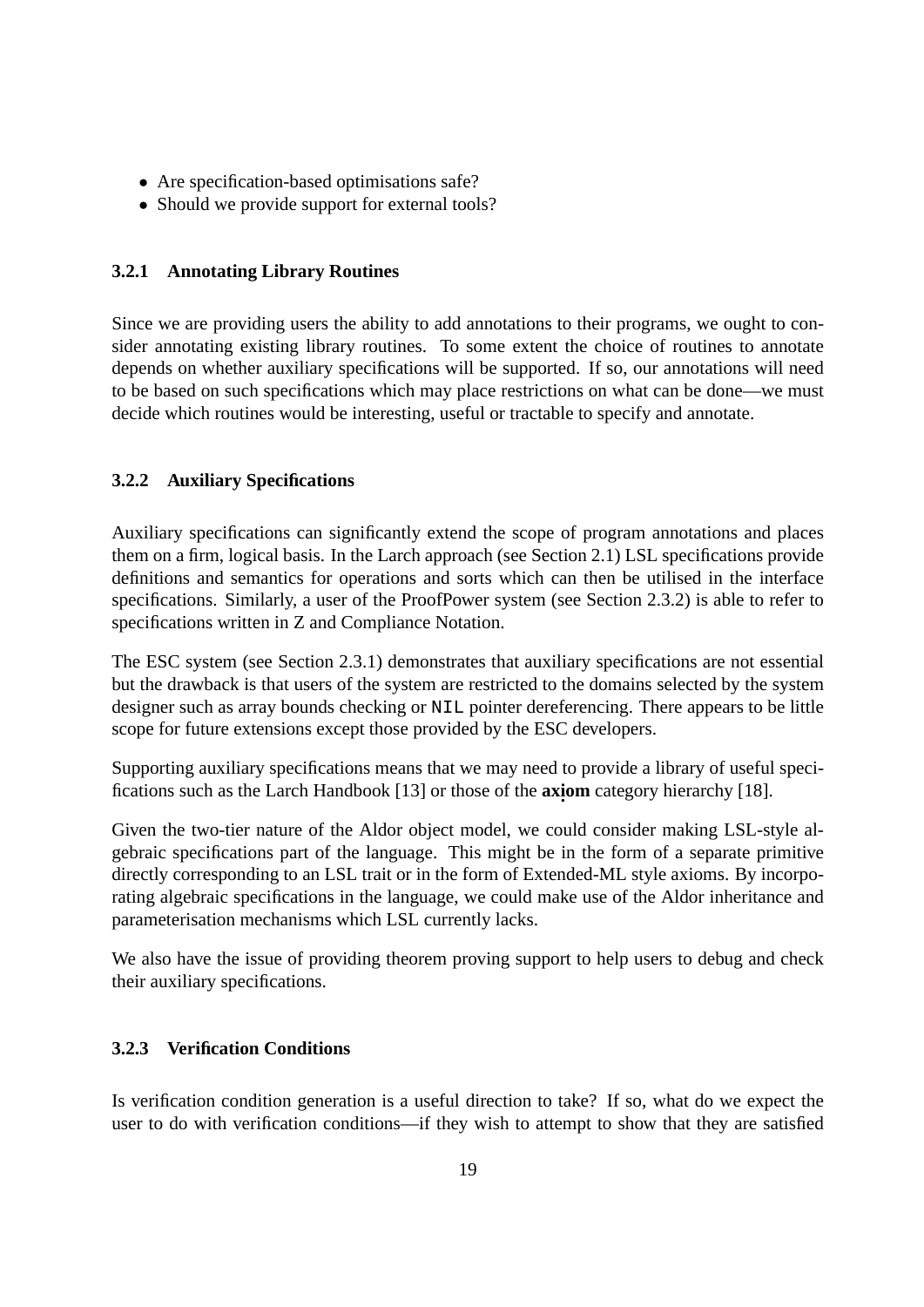- Are specification-based optimisations safe?
- Should we provide support for external tools?

### 3.2.1 Annotating Library Routines

Since we are providing users the ability to add annotations to their programs, we ought to consider annotating existing library routines. To some extent the choice of routines to annotate depends on whether auxiliary specifications will be supported. If so, our annotations will need to be based on such specifications which may place restrictions on what can be done—we must decide which routines would be interesting, useful or tractable to specify and annotate.

### 3.2.2 Auxiliary Specifications

Auxiliary specifications can significantly extend the scope of program annotations and places them on a firm, logical basis. In the Larch approach (see Section 2.1) LSL specifications provide definitions and semantics for operations and sorts which can then be utilised in the interface specifications. Similarly, a user of the ProofPower system (see Section 2.3.2) is able to refer to specifications written in Z and Compliance Notation.

The ESC system (see Section 2.3.1) demonstrates that auxiliary specifications are not essential but the drawback is that users of the system are restricted to the domains selected by the system designer such as array bounds checking or `NIL` pointer dereferencing. There appears to be little scope for future extensions except those provided by the ESC developers.

Supporting auxiliary specifications means that we may need to provide a library of useful specifications such as the Larch Handbook [13] or those of the **axiom** category hierarchy [18].

Given the two-tier nature of the Aldor object model, we could consider making LSL-style algebraic specifications part of the language. This might be in the form of a separate primitive directly corresponding to an LSL trait or in the form of Extended-ML style axioms. By incorporating algebraic specifications in the language, we could make use of the Aldor inheritance and parameterisation mechanisms which LSL currently lacks.

We also have the issue of providing theorem proving support to help users to debug and check their auxiliary specifications.

### 3.2.3 Verification Conditions

Is verification condition generation is a useful direction to take? If so, what do we expect the user to do with verification conditions—if they wish to attempt to show that they are satisfied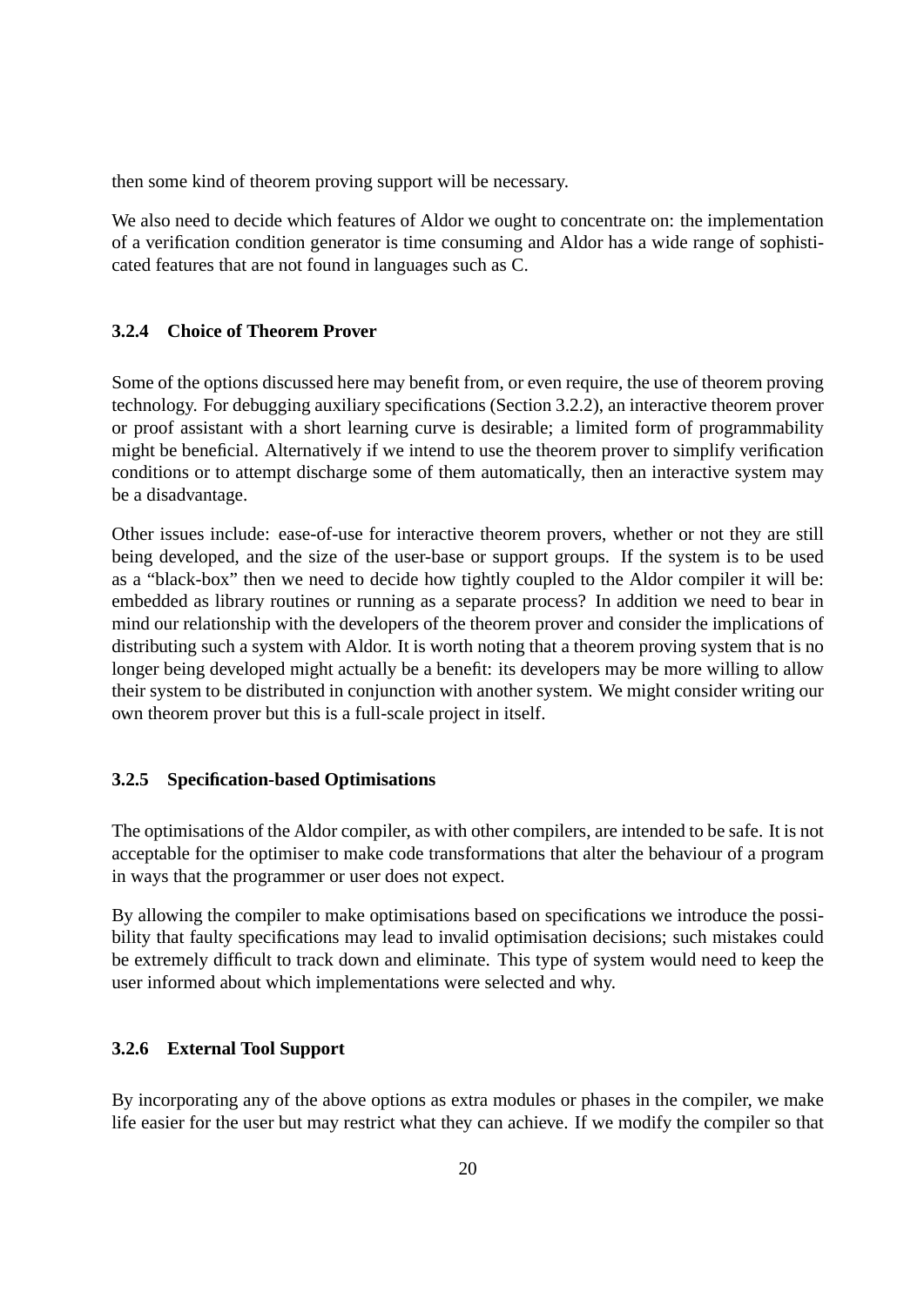then some kind of theorem proving support will be necessary.

We also need to decide which features of Aldor we ought to concentrate on: the implementation of a verification condition generator is time consuming and Aldor has a wide range of sophisticated features that are not found in languages such as C.

### 3.2.4 Choice of Theorem Prover

Some of the options discussed here may benefit from, or even require, the use of theorem proving technology. For debugging auxiliary specifications (Section 3.2.2), an interactive theorem prover or proof assistant with a short learning curve is desirable; a limited form of programmability might be beneficial. Alternatively if we intend to use the theorem prover to simplify verification conditions or to attempt discharge some of them automatically, then an interactive system may be a disadvantage.

Other issues include: ease-of-use for interactive theorem provers, whether or not they are still being developed, and the size of the user-base or support groups. If the system is to be used as a "black-box" then we need to decide how tightly coupled to the Aldor compiler it will be: embedded as library routines or running as a separate process? In addition we need to bear in mind our relationship with the developers of the theorem prover and consider the implications of distributing such a system with Aldor. It is worth noting that a theorem proving system that is no longer being developed might actually be a benefit: its developers may be more willing to allow their system to be distributed in conjunction with another system. We might consider writing our own theorem prover but this is a full-scale project in itself.

### 3.2.5 Specification-based Optimisations

The optimisations of the Aldor compiler, as with other compilers, are intended to be safe. It is not acceptable for the optimiser to make code transformations that alter the behaviour of a program in ways that the programmer or user does not expect.

By allowing the compiler to make optimisations based on specifications we introduce the possibility that faulty specifications may lead to invalid optimisation decisions; such mistakes could be extremely difficult to track down and eliminate. This type of system would need to keep the user informed about which implementations were selected and why.

### 3.2.6 External Tool Support

By incorporating any of the above options as extra modules or phases in the compiler, we make life easier for the user but may restrict what they can achieve. If we modify the compiler so that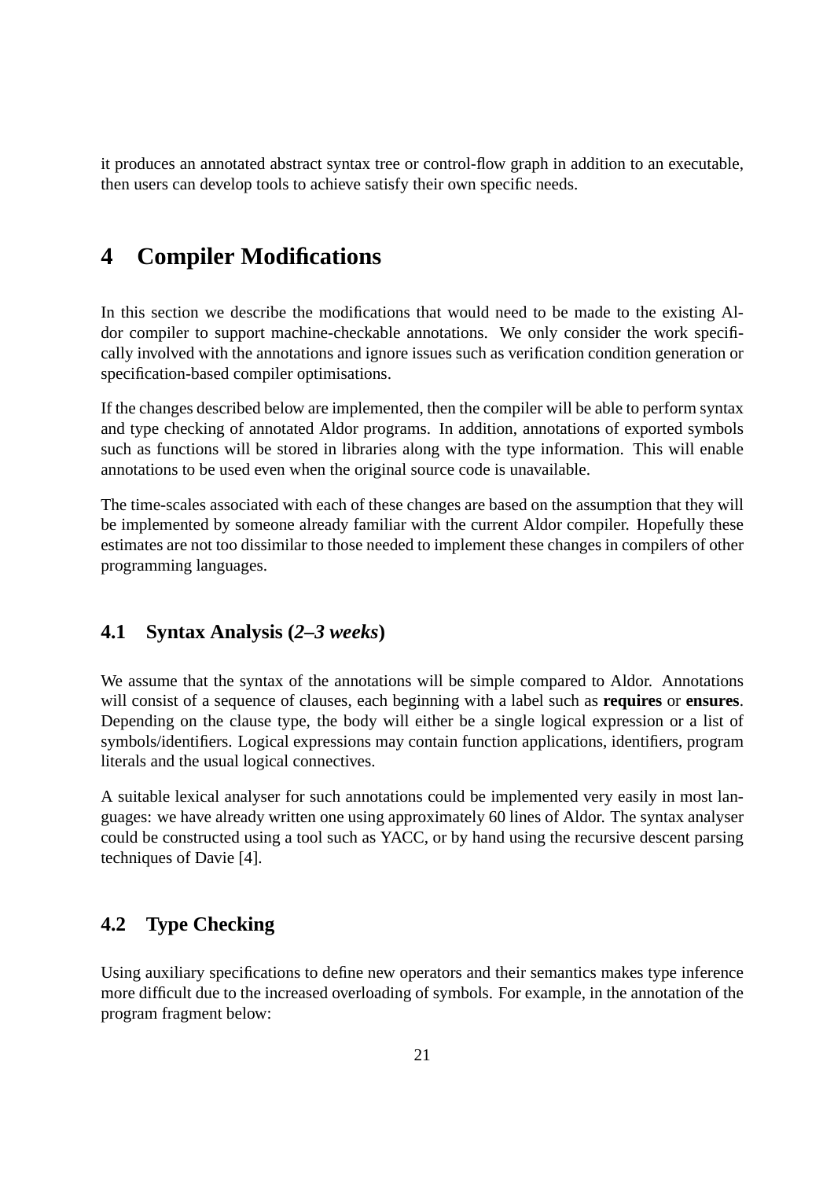it produces an annotated abstract syntax tree or control-flow graph in addition to an executable, then users can develop tools to achieve satisfy their own specific needs.

# 4 Compiler Modifications

In this section we describe the modifications that would need to be made to the existing Aldor compiler to support machine-checkable annotations. We only consider the work specifically involved with the annotations and ignore issues such as verification condition generation or specification-based compiler optimisations.

If the changes described below are implemented, then the compiler will be able to perform syntax and type checking of annotated Aldor programs. In addition, annotations of exported symbols such as functions will be stored in libraries along with the type information. This will enable annotations to be used even when the original source code is unavailable.

The time-scales associated with each of these changes are based on the assumption that they will be implemented by someone already familiar with the current Aldor compiler. Hopefully these estimates are not too dissimilar to those needed to implement these changes in compilers of other programming languages.

## 4.1 Syntax Analysis (*2–3 weeks*)

We assume that the syntax of the annotations will be simple compared to Aldor. Annotations will consist of a sequence of clauses, each beginning with a label such as **requires** or **ensures**. Depending on the clause type, the body will either be a single logical expression or a list of symbols/identifiers. Logical expressions may contain function applications, identifiers, program literals and the usual logical connectives.

A suitable lexical analyser for such annotations could be implemented very easily in most languages: we have already written one using approximately 60 lines of Aldor. The syntax analyser could be constructed using a tool such as YACC, or by hand using the recursive descent parsing techniques of Davie [4].

## 4.2 Type Checking

Using auxiliary specifications to define new operators and their semantics makes type inference more difficult due to the increased overloading of symbols. For example, in the annotation of the program fragment below: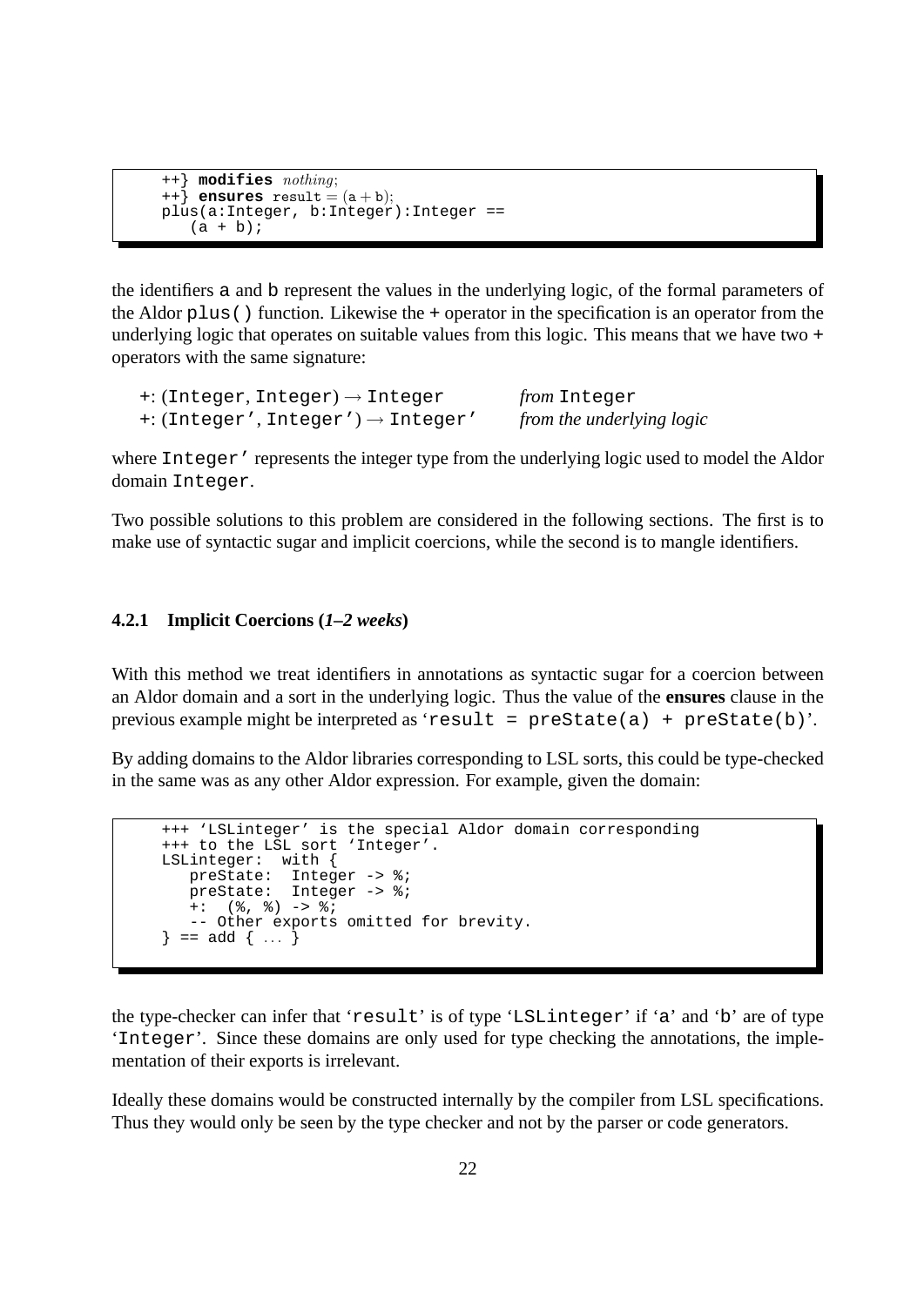```
++} modifies nothing;
++} ensures result = (a + b);
plus(a:Integer, b:Integer):Integer ==
   (a + b);
```

the identifiers a and b represent the values in the underlying logic, of the formal parameters of the Aldor `plus()` function. Likewise the + operator in the specification is an operator from the underlying logic that operates on suitable values from this logic. This means that we have two + operators with the same signature:

| | |
|---|---|
| +: (Integer, Integer) $\to$ Integer | *from* Integer |
| +: (Integer', Integer') $\to$ Integer' | *from the underlying logic* |

where `Integer'` represents the integer type from the underlying logic used to model the Aldor domain `Integer`.

Two possible solutions to this problem are considered in the following sections. The first is to make use of syntactic sugar and implicit coercions, while the second is to mangle identifiers.

### 4.2.1 Implicit Coercions (*1–2 weeks*)

With this method we treat identifiers in annotations as syntactic sugar for a coercion between an Aldor domain and a sort in the underlying logic. Thus the value of the **ensures** clause in the previous example might be interpreted as '`result = preState(a) + preState(b)`'.

By adding domains to the Aldor libraries corresponding to LSL sorts, this could be type-checked in the same was as any other Aldor expression. For example, given the domain:

```
+++ 'LSLinteger' is the special Aldor domain corresponding
+++ to the LSL sort 'Integer'.
LSLinteger:  with {
   preState:  Integer -> %;
   preState:  Integer -> %;
   +:  (%, %) -> %;
   -- Other exports omitted for brevity.
} == add { ... }
```

the type-checker can infer that '`result`' is of type '`LSLinteger`' if '`a`' and '`b`' are of type '`Integer`'. Since these domains are only used for type checking the annotations, the implementation of their exports is irrelevant.

Ideally these domains would be constructed internally by the compiler from LSL specifications. Thus they would only be seen by the type checker and not by the parser or code generators.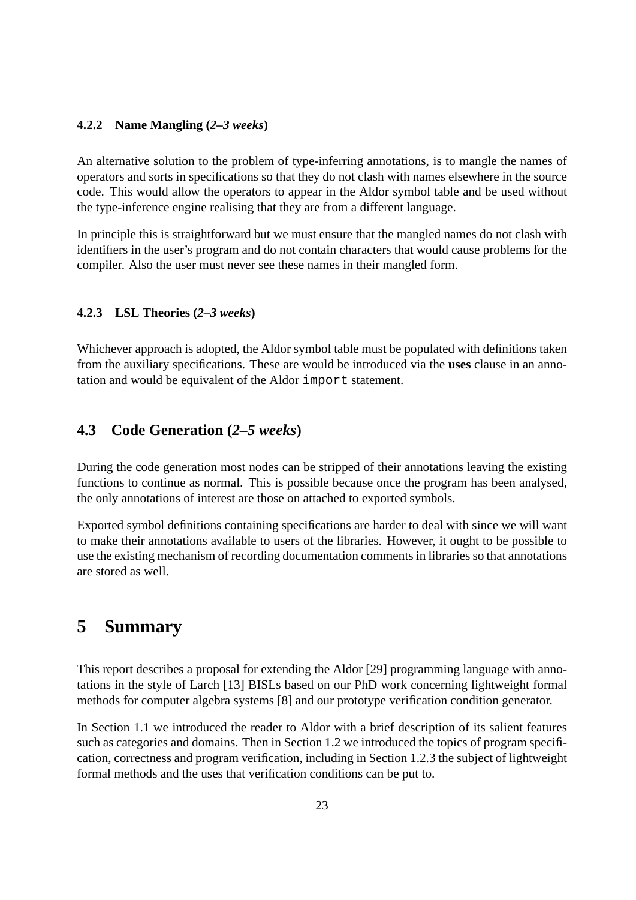#### 4.2.2 Name Mangling (*2–3 weeks*)

An alternative solution to the problem of type-inferring annotations, is to mangle the names of operators and sorts in specifications so that they do not clash with names elsewhere in the source code. This would allow the operators to appear in the Aldor symbol table and be used without the type-inference engine realising that they are from a different language.

In principle this is straightforward but we must ensure that the mangled names do not clash with identifiers in the user's program and do not contain characters that would cause problems for the compiler. Also the user must never see these names in their mangled form.

#### 4.2.3 LSL Theories (*2–3 weeks*)

Whichever approach is adopted, the Aldor symbol table must be populated with definitions taken from the auxiliary specifications. These are would be introduced via the **uses** clause in an annotation and would be equivalent of the Aldor `import` statement.

### 4.3 Code Generation (*2–5 weeks*)

During the code generation most nodes can be stripped of their annotations leaving the existing functions to continue as normal. This is possible because once the program has been analysed, the only annotations of interest are those on attached to exported symbols.

Exported symbol definitions containing specifications are harder to deal with since we will want to make their annotations available to users of the libraries. However, it ought to be possible to use the existing mechanism of recording documentation comments in libraries so that annotations are stored as well.

## 5 Summary

This report describes a proposal for extending the Aldor [29] programming language with annotations in the style of Larch [13] BISLs based on our PhD work concerning lightweight formal methods for computer algebra systems [8] and our prototype verification condition generator.

In Section 1.1 we introduced the reader to Aldor with a brief description of its salient features such as categories and domains. Then in Section 1.2 we introduced the topics of program specification, correctness and program verification, including in Section 1.2.3 the subject of lightweight formal methods and the uses that verification conditions can be put to.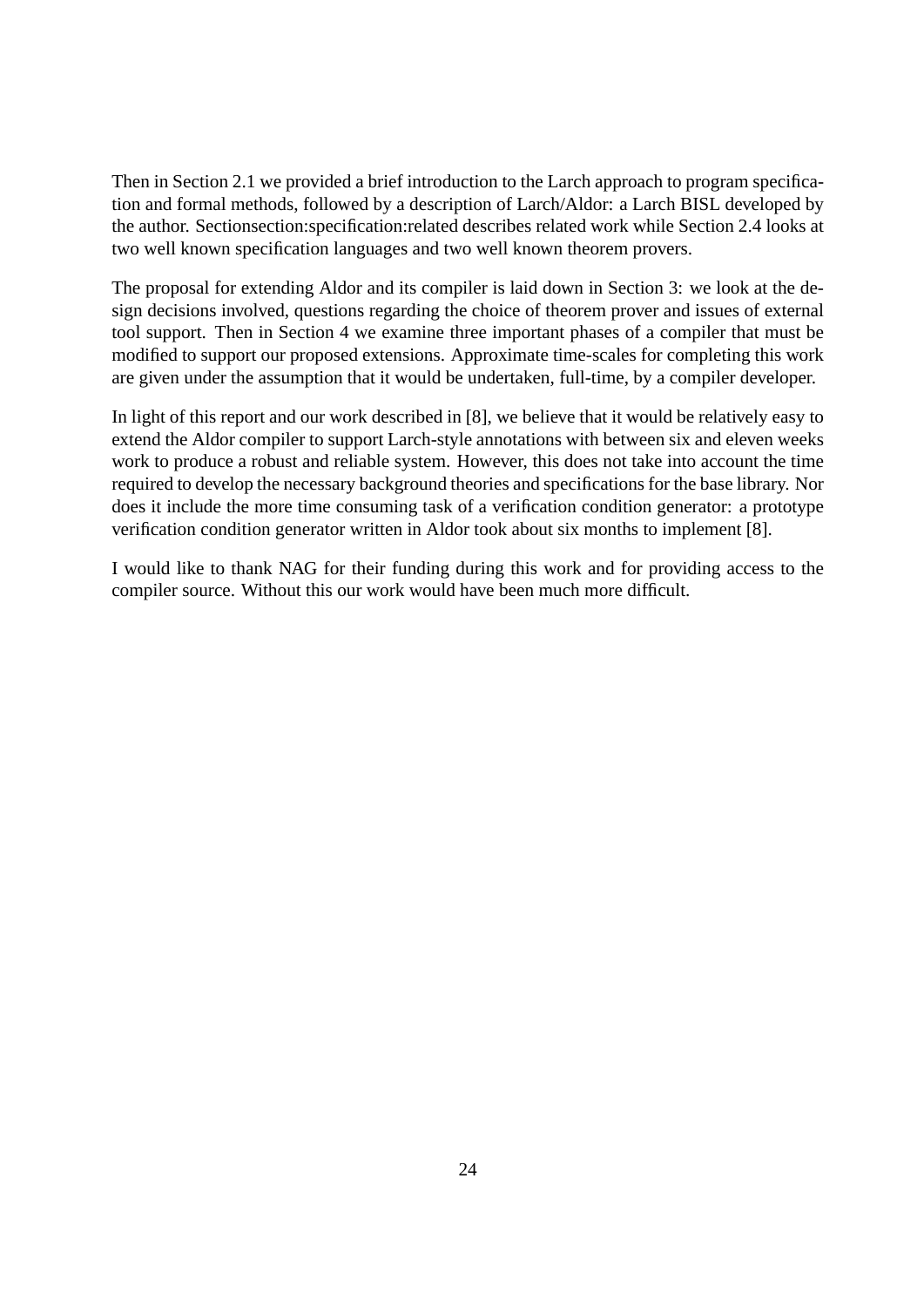Then in Section 2.1 we provided a brief introduction to the Larch approach to program specification and formal methods, followed by a description of Larch/Aldor: a Larch BISL developed by the author. Sectionsection:specification:related describes related work while Section 2.4 looks at two well known specification languages and two well known theorem provers.

The proposal for extending Aldor and its compiler is laid down in Section 3: we look at the design decisions involved, questions regarding the choice of theorem prover and issues of external tool support. Then in Section 4 we examine three important phases of a compiler that must be modified to support our proposed extensions. Approximate time-scales for completing this work are given under the assumption that it would be undertaken, full-time, by a compiler developer.

In light of this report and our work described in [8], we believe that it would be relatively easy to extend the Aldor compiler to support Larch-style annotations with between six and eleven weeks work to produce a robust and reliable system. However, this does not take into account the time required to develop the necessary background theories and specifications for the base library. Nor does it include the more time consuming task of a verification condition generator: a prototype verification condition generator written in Aldor took about six months to implement [8].

I would like to thank NAG for their funding during this work and for providing access to the compiler source. Without this our work would have been much more difficult.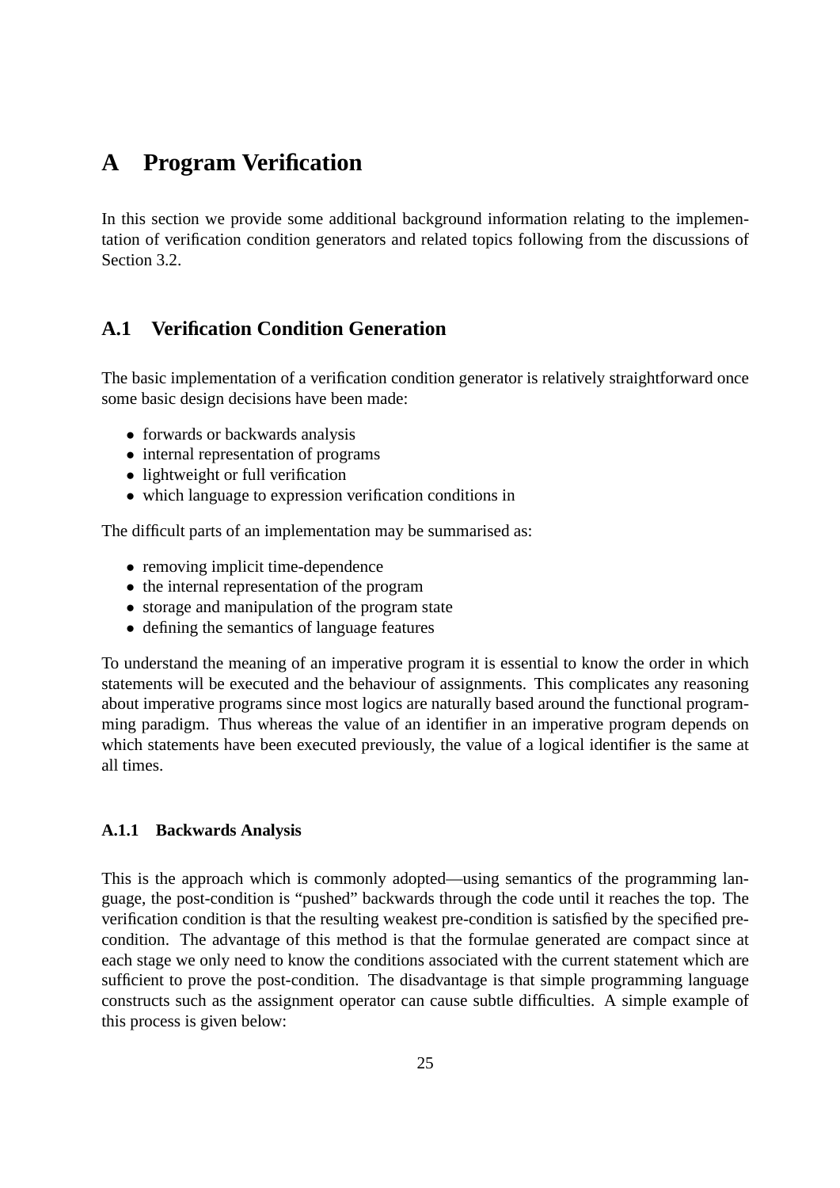# A Program Verification

In this section we provide some additional background information relating to the implementation of verification condition generators and related topics following from the discussions of Section 3.2.

## A.1 Verification Condition Generation

The basic implementation of a verification condition generator is relatively straightforward once some basic design decisions have been made:

- forwards or backwards analysis
- internal representation of programs
- lightweight or full verification
- which language to expression verification conditions in

The difficult parts of an implementation may be summarised as:

- removing implicit time-dependence
- the internal representation of the program
- storage and manipulation of the program state
- defining the semantics of language features

To understand the meaning of an imperative program it is essential to know the order in which statements will be executed and the behaviour of assignments. This complicates any reasoning about imperative programs since most logics are naturally based around the functional programming paradigm. Thus whereas the value of an identifier in an imperative program depends on which statements have been executed previously, the value of a logical identifier is the same at all times.

### A.1.1 Backwards Analysis

This is the approach which is commonly adopted—using semantics of the programming language, the post-condition is "pushed" backwards through the code until it reaches the top. The verification condition is that the resulting weakest pre-condition is satisfied by the specified pre-condition. The advantage of this method is that the formulae generated are compact since at each stage we only need to know the conditions associated with the current statement which are sufficient to prove the post-condition. The disadvantage is that simple programming language constructs such as the assignment operator can cause subtle difficulties. A simple example of this process is given below: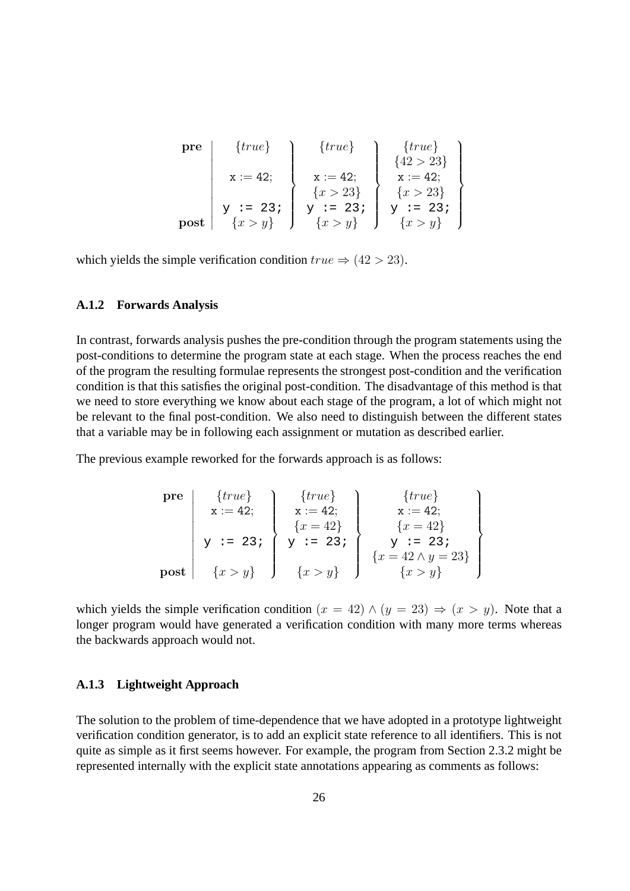$$
\begin{array}{r|c}
\textbf{pre} & \{true\} \\
 & \\
 & \texttt{x := 42;} \\
 & \\
 & \texttt{y := 23;} \\
\textbf{post} & \{x > y\}
\end{array}
\left.\begin{array}{c}
\{true\} \\
 \\
\texttt{x := 42;} \\
\{x > 23\} \\
\texttt{y := 23;} \\
\{x > y\}
\end{array}\right\}
\left.\begin{array}{c}
\{true\} \\
\{42 > 23\} \\
\texttt{x := 42;} \\
\{x > 23\} \\
\texttt{y := 23;} \\
\{x > y\}
\end{array}\right\}
$$

which yields the simple verification condition $true \Rightarrow (42 > 23)$.

### A.1.2 Forwards Analysis

In contrast, forwards analysis pushes the pre-condition through the program statements using the post-conditions to determine the program state at each stage. When the process reaches the end of the program the resulting formulae represents the strongest post-condition and the verification condition is that this satisfies the original post-condition. The disadvantage of this method is that we need to store everything we know about each stage of the program, a lot of which might not be relevant to the final post-condition. We also need to distinguish between the different states that a variable may be in following each assignment or mutation as described earlier.

The previous example reworked for the forwards approach is as follows:

$$
\begin{array}{r|c}
\textbf{pre} & \{true\} \\
 & \texttt{x := 42;} \\
 & \\
 & \texttt{y := 23;} \\
 & \\
\textbf{post} & \{x > y\}
\end{array}
\left.\begin{array}{c}
\{true\} \\
\texttt{x := 42;} \\
\{x = 42\} \\
\texttt{y := 23;} \\
 \\
\{x > y\}
\end{array}\right\}
\left.\begin{array}{c}
\{true\} \\
\texttt{x := 42;} \\
\{x = 42\} \\
\texttt{y := 23;} \\
\{x = 42 \wedge y = 23\} \\
\{x > y\}
\end{array}\right\}
$$

which yields the simple verification condition $(x = 42) \wedge (y = 23) \Rightarrow (x > y)$. Note that a longer program would have generated a verification condition with many more terms whereas the backwards approach would not.

### A.1.3 Lightweight Approach

The solution to the problem of time-dependence that we have adopted in a prototype lightweight verification condition generator, is to add an explicit state reference to all identifiers. This is not quite as simple as it first seems however. For example, the program from Section 2.3.2 might be represented internally with the explicit state annotations appearing as comments as follows: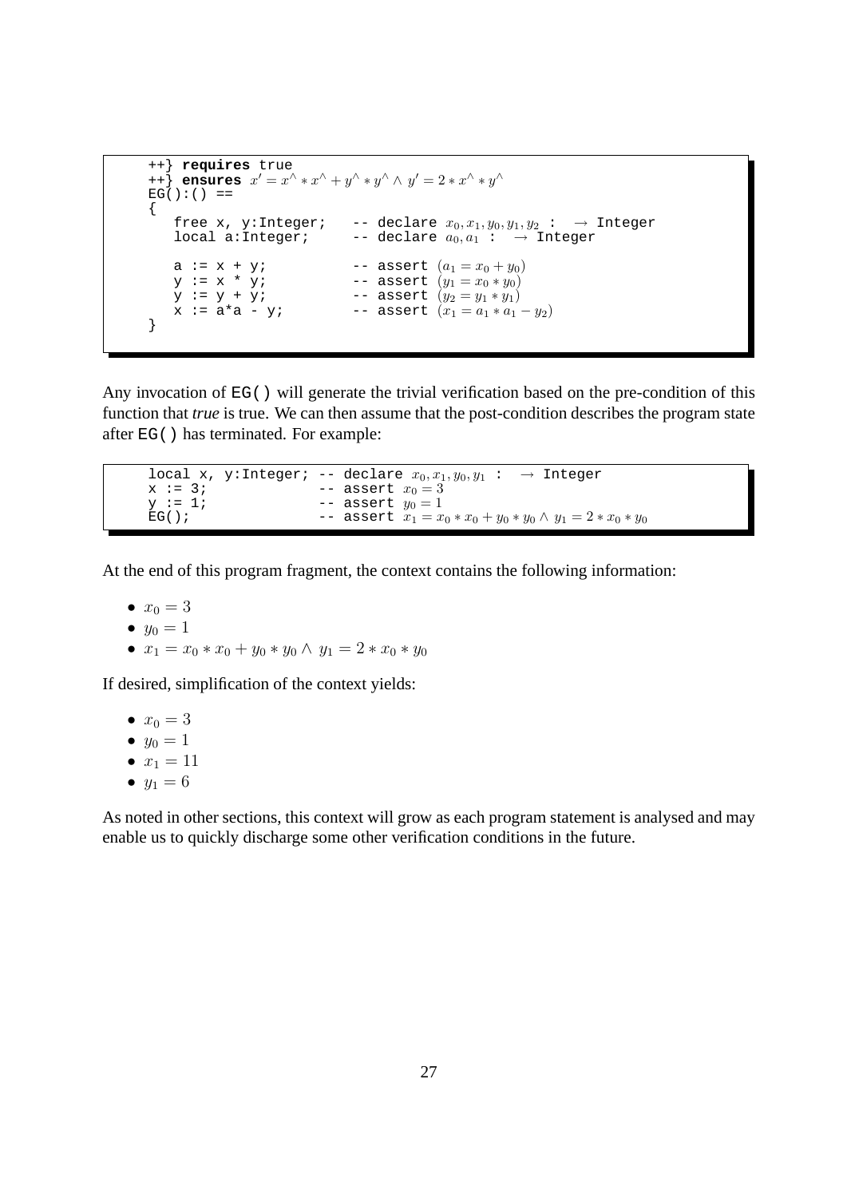```
++} requires true
++} ensures x' = x^ * x^ + y^ * y^ ∧ y' = 2 * x^ * y^
EG():() ==
{
   free x, y:Integer;   -- declare x0, x1, y0, y1, y2 :  → Integer
   local a:Integer;     -- declare a0, a1 :  → Integer

   a := x + y;          -- assert (a1 = x0 + y0)
   y := x * y;          -- assert (y1 = x0 * y0)
   y := y + y;          -- assert (y2 = y1 * y1)
   x := a*a - y;        -- assert (x1 = a1 * a1 - y2)
}
```

Any invocation of `EG()` will generate the trivial verification based on the pre-condition of this function that *true* is true. We can then assume that the post-condition describes the program state after `EG()` has terminated. For example:

```
local x, y:Integer; -- declare x0, x1, y0, y1 :  → Integer
x := 3;             -- assert x0 = 3
y := 1;             -- assert y0 = 1
EG();               -- assert x1 = x0 * x0 + y0 * y0 ∧ y1 = 2 * x0 * y0
```

At the end of this program fragment, the context contains the following information:

- $x_0 = 3$
- $y_0 = 1$
- $x_1 = x_0 * x_0 + y_0 * y_0 \wedge\ y_1 = 2 * x_0 * y_0$

If desired, simplification of the context yields:

- $x_0 = 3$
- $y_0 = 1$
- $x_1 = 11$
- $y_1 = 6$

As noted in other sections, this context will grow as each program statement is analysed and may enable us to quickly discharge some other verification conditions in the future.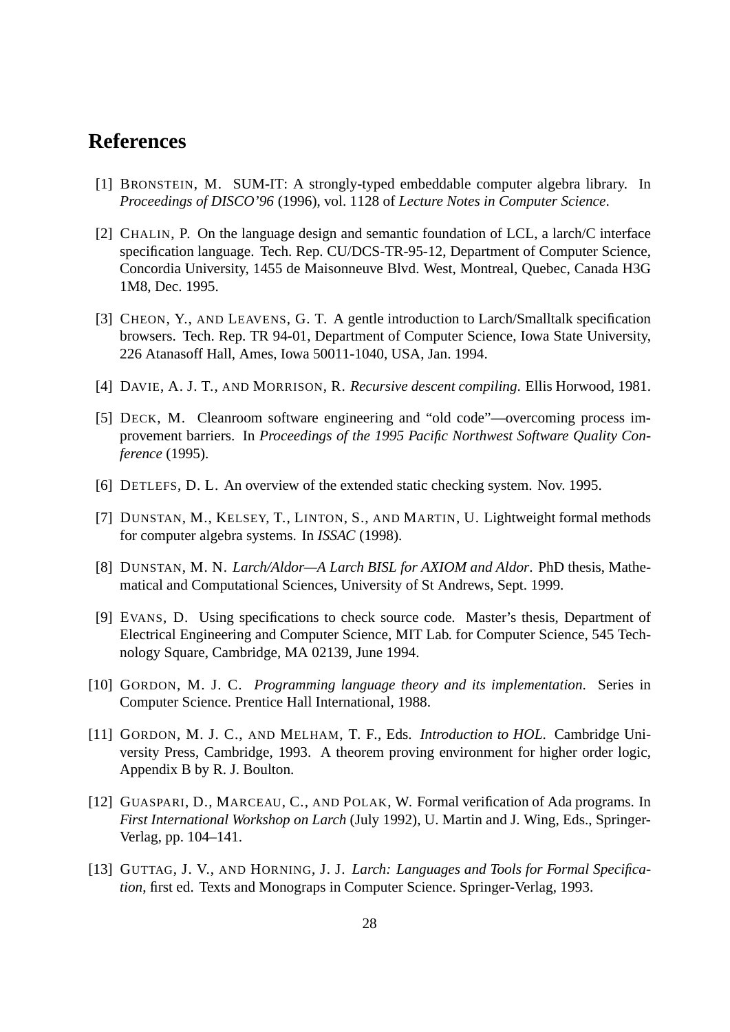# References

[1] Bronstein, M. SUM-IT: A strongly-typed embeddable computer algebra library. In *Proceedings of DISCO'96* (1996), vol. 1128 of *Lecture Notes in Computer Science*.

[2] Chalin, P. On the language design and semantic foundation of LCL, a larch/C interface specification language. Tech. Rep. CU/DCS-TR-95-12, Department of Computer Science, Concordia University, 1455 de Maisonneuve Blvd. West, Montreal, Quebec, Canada H3G 1M8, Dec. 1995.

[3] Cheon, Y., and Leavens, G. T. A gentle introduction to Larch/Smalltalk specification browsers. Tech. Rep. TR 94-01, Department of Computer Science, Iowa State University, 226 Atanasoff Hall, Ames, Iowa 50011-1040, USA, Jan. 1994.

[4] Davie, A. J. T., and Morrison, R. *Recursive descent compiling*. Ellis Horwood, 1981.

[5] Deck, M. Cleanroom software engineering and "old code"—overcoming process improvement barriers. In *Proceedings of the 1995 Pacific Northwest Software Quality Conference* (1995).

[6] Detlefs, D. L. An overview of the extended static checking system. Nov. 1995.

[7] Dunstan, M., Kelsey, T., Linton, S., and Martin, U. Lightweight formal methods for computer algebra systems. In *ISSAC* (1998).

[8] Dunstan, M. N. *Larch/Aldor—A Larch BISL for AXIOM and Aldor*. PhD thesis, Mathematical and Computational Sciences, University of St Andrews, Sept. 1999.

[9] Evans, D. Using specifications to check source code. Master's thesis, Department of Electrical Engineering and Computer Science, MIT Lab. for Computer Science, 545 Technology Square, Cambridge, MA 02139, June 1994.

[10] Gordon, M. J. C. *Programming language theory and its implementation*. Series in Computer Science. Prentice Hall International, 1988.

[11] Gordon, M. J. C., and Melham, T. F., Eds. *Introduction to HOL*. Cambridge University Press, Cambridge, 1993. A theorem proving environment for higher order logic, Appendix B by R. J. Boulton.

[12] Guaspari, D., Marceau, C., and Polak, W. Formal verification of Ada programs. In *First International Workshop on Larch* (July 1992), U. Martin and J. Wing, Eds., Springer-Verlag, pp. 104–141.

[13] Guttag, J. V., and Horning, J. J. *Larch: Languages and Tools for Formal Specification*, first ed. Texts and Monograps in Computer Science. Springer-Verlag, 1993.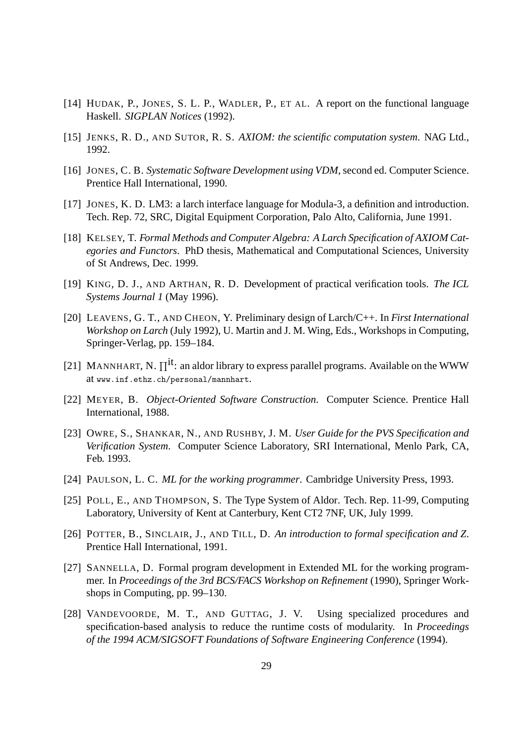[14] HUDAK, P., JONES, S. L. P., WADLER, P., ET AL. A report on the functional language Haskell. *SIGPLAN Notices* (1992).

[15] JENKS, R. D., AND SUTOR, R. S. *AXIOM: the scientific computation system*. NAG Ltd., 1992.

[16] JONES, C. B. *Systematic Software Development using VDM*, second ed. Computer Science. Prentice Hall International, 1990.

[17] JONES, K. D. LM3: a larch interface language for Modula-3, a definition and introduction. Tech. Rep. 72, SRC, Digital Equipment Corporation, Palo Alto, California, June 1991.

[18] KELSEY, T. *Formal Methods and Computer Algebra: A Larch Specification of AXIOM Categories and Functors*. PhD thesis, Mathematical and Computational Sciences, University of St Andrews, Dec. 1999.

[19] KING, D. J., AND ARTHAN, R. D. Development of practical verification tools. *The ICL Systems Journal 1* (May 1996).

[20] LEAVENS, G. T., AND CHEON, Y. Preliminary design of Larch/C++. In *First International Workshop on Larch* (July 1992), U. Martin and J. M. Wing, Eds., Workshops in Computing, Springer-Verlag, pp. 159–184.

[21] MANNHART, N. $\prod^{it}$: an aldor library to express parallel programs. Available on the WWW at www.inf.ethz.ch/personal/mannhart.

[22] MEYER, B. *Object-Oriented Software Construction*. Computer Science. Prentice Hall International, 1988.

[23] OWRE, S., SHANKAR, N., AND RUSHBY, J. M. *User Guide for the PVS Specification and Verification System*. Computer Science Laboratory, SRI International, Menlo Park, CA, Feb. 1993.

[24] PAULSON, L. C. *ML for the working programmer*. Cambridge University Press, 1993.

[25] POLL, E., AND THOMPSON, S. The Type System of Aldor. Tech. Rep. 11-99, Computing Laboratory, University of Kent at Canterbury, Kent CT2 7NF, UK, July 1999.

[26] POTTER, B., SINCLAIR, J., AND TILL, D. *An introduction to formal specification and Z*. Prentice Hall International, 1991.

[27] SANNELLA, D. Formal program development in Extended ML for the working programmer. In *Proceedings of the 3rd BCS/FACS Workshop on Refinement* (1990), Springer Workshops in Computing, pp. 99–130.

[28] VANDEVOORDE, M. T., AND GUTTAG, J. V. Using specialized procedures and specification-based analysis to reduce the runtime costs of modularity. In *Proceedings of the 1994 ACM/SIGSOFT Foundations of Software Engineering Conference* (1994).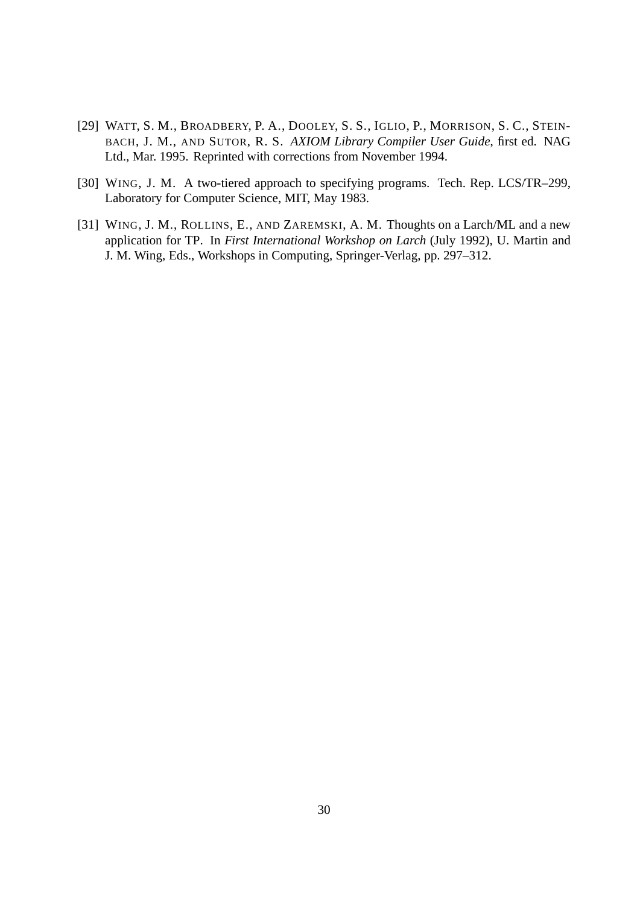[29] WATT, S. M., BROADBERY, P. A., DOOLEY, S. S., IGLIO, P., MORRISON, S. C., STEINBACH, J. M., AND SUTOR, R. S. *AXIOM Library Compiler User Guide*, first ed. NAG Ltd., Mar. 1995. Reprinted with corrections from November 1994.

[30] WING, J. M. A two-tiered approach to specifying programs. Tech. Rep. LCS/TR–299, Laboratory for Computer Science, MIT, May 1983.

[31] WING, J. M., ROLLINS, E., AND ZAREMSKI, A. M. Thoughts on a Larch/ML and a new application for TP. In *First International Workshop on Larch* (July 1992), U. Martin and J. M. Wing, Eds., Workshops in Computing, Springer-Verlag, pp. 297–312.